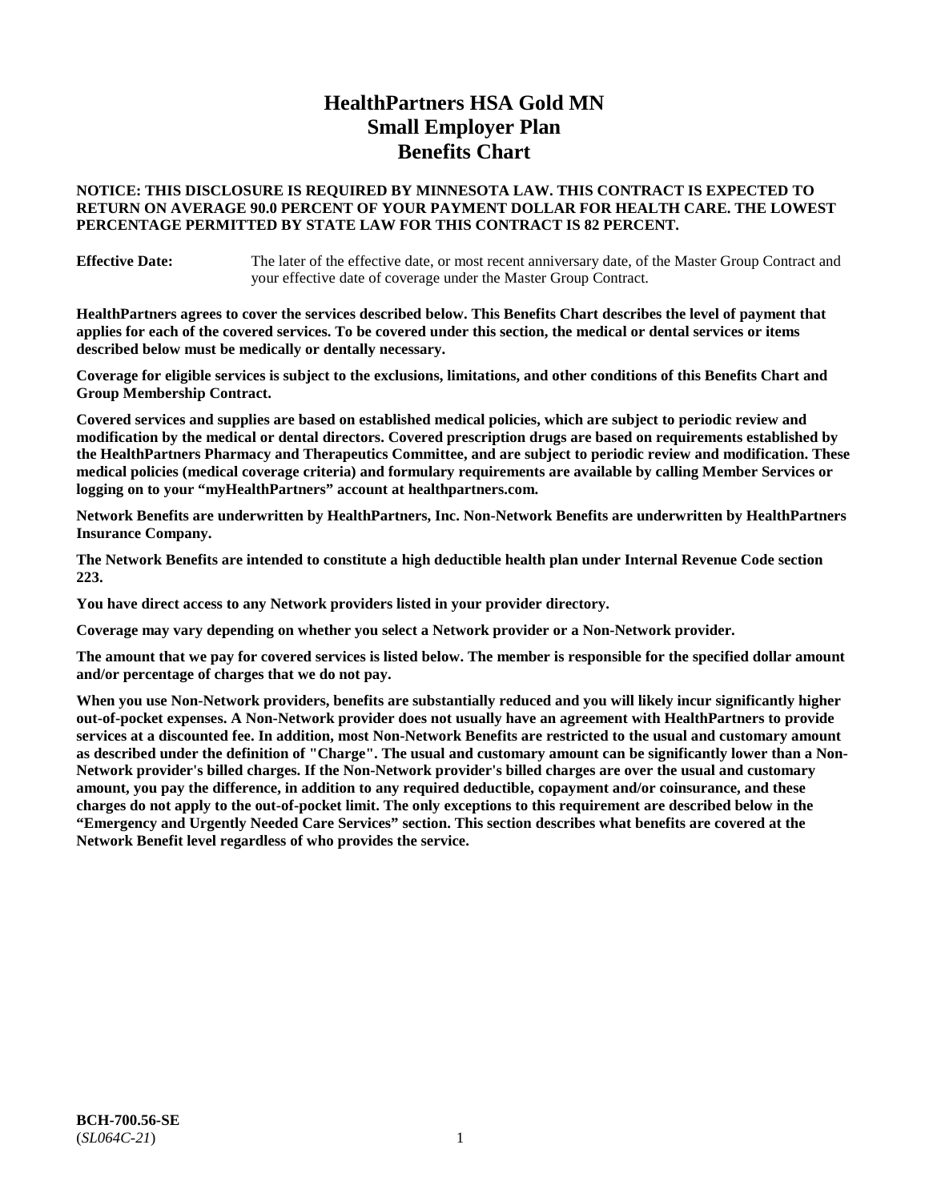# HealthPartners HSA Gold MN Small Employer Plan Benefits Chart

**NOTICE: THIS DISCLOSURE IS REQUIRED BY MINNESOTA LAW. THIS CONTRACT IS EXPECTED TO RETURN ON AVERAGE 90.0 PERCENT OF YOUR PAYMENT DOLLAR FOR HEALTH CARE. THE LOWEST PERCENTAGE PERMITTED BY STATE LAW FOR THIS CONTRACT IS 82 PERCENT.**

**Effective Date:** The later of the effective date, or most recent anniversary date, of the Master Group Contract and your effective date of coverage under the Master Group Contract.

**HealthPartners agrees to cover the services described below. This Benefits Chart describes the level of payment that applies for each of the covered services. To be covered under this section, the medical or dental services or items described below must be medically or dentally necessary.**

**Coverage for eligible services is subject to the exclusions, limitations, and other conditions of this Benefits Chart and Group Membership Contract.**

**Covered services and supplies are based on established medical policies, which are subject to periodic review and modification by the medical or dental directors. Covered prescription drugs are based on requirements established by the HealthPartners Pharmacy and Therapeutics Committee, and are subject to periodic review and modification. These medical policies (medical coverage criteria) and formulary requirements are available by calling Member Services or logging on to your "myHealthPartners" account at healthpartners.com.**

**Network Benefits are underwritten by HealthPartners, Inc. Non-Network Benefits are underwritten by HealthPartners Insurance Company.**

**The Network Benefits are intended to constitute a high deductible health plan under Internal Revenue Code section 223.**

**You have direct access to any Network providers listed in your provider directory.**

**Coverage may vary depending on whether you select a Network provider or a Non-Network provider.**

**The amount that we pay for covered services is listed below. The member is responsible for the specified dollar amount and/or percentage of charges that we do not pay.**

**When you use Non-Network providers, benefits are substantially reduced and you will likely incur significantly higher out-of-pocket expenses. A Non-Network provider does not usually have an agreement with HealthPartners to provide services at a discounted fee. In addition, most Non-Network Benefits are restricted to the usual and customary amount as described under the definition of "Charge". The usual and customary amount can be significantly lower than a Non-Network provider's billed charges. If the Non-Network provider's billed charges are over the usual and customary amount, you pay the difference, in addition to any required deductible, copayment and/or coinsurance, and these charges do not apply to the out-of-pocket limit. The only exceptions to this requirement are described below in the "Emergency and Urgently Needed Care Services" section. This section describes what benefits are covered at the Network Benefit level regardless of who provides the service.**

**BCH-700.56-SE**
(*SL064C-21*)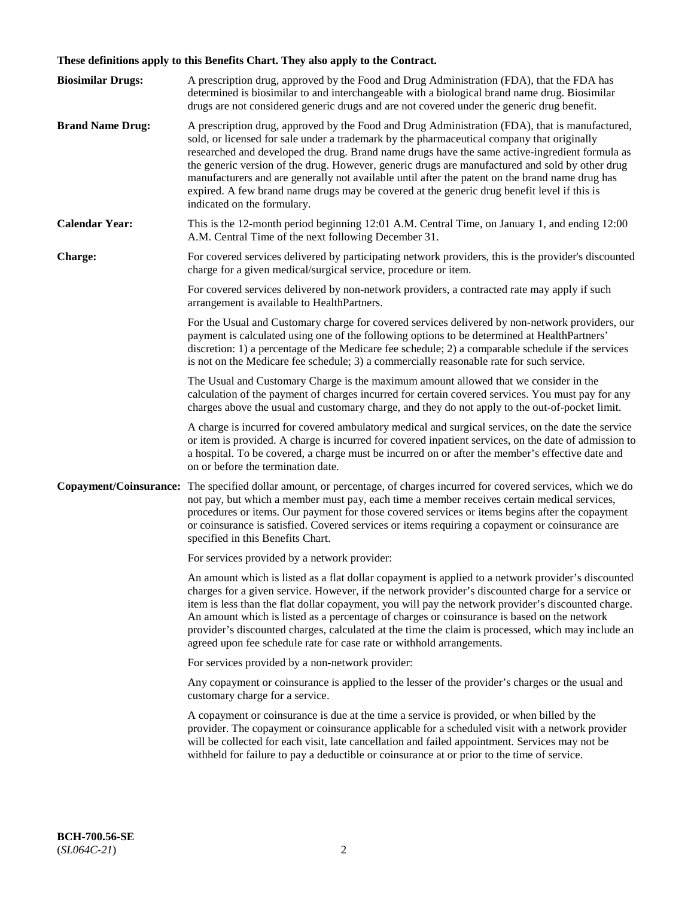**These definitions apply to this Benefits Chart. They also apply to the Contract.**

**Biosimilar Drugs:** A prescription drug, approved by the Food and Drug Administration (FDA), that the FDA has determined is biosimilar to and interchangeable with a biological brand name drug. Biosimilar drugs are not considered generic drugs and are not covered under the generic drug benefit.

**Brand Name Drug:** A prescription drug, approved by the Food and Drug Administration (FDA), that is manufactured, sold, or licensed for sale under a trademark by the pharmaceutical company that originally researched and developed the drug. Brand name drugs have the same active-ingredient formula as the generic version of the drug. However, generic drugs are manufactured and sold by other drug manufacturers and are generally not available until after the patent on the brand name drug has expired. A few brand name drugs may be covered at the generic drug benefit level if this is indicated on the formulary.

**Calendar Year:** This is the 12-month period beginning 12:01 A.M. Central Time, on January 1, and ending 12:00 A.M. Central Time of the next following December 31.

**Charge:** For covered services delivered by participating network providers, this is the provider's discounted charge for a given medical/surgical service, procedure or item.

For covered services delivered by non-network providers, a contracted rate may apply if such arrangement is available to HealthPartners.

For the Usual and Customary charge for covered services delivered by non-network providers, our payment is calculated using one of the following options to be determined at HealthPartners' discretion: 1) a percentage of the Medicare fee schedule; 2) a comparable schedule if the services is not on the Medicare fee schedule; 3) a commercially reasonable rate for such service.

The Usual and Customary Charge is the maximum amount allowed that we consider in the calculation of the payment of charges incurred for certain covered services. You must pay for any charges above the usual and customary charge, and they do not apply to the out-of-pocket limit.

A charge is incurred for covered ambulatory medical and surgical services, on the date the service or item is provided. A charge is incurred for covered inpatient services, on the date of admission to a hospital. To be covered, a charge must be incurred on or after the member's effective date and on or before the termination date.

**Copayment/Coinsurance:** The specified dollar amount, or percentage, of charges incurred for covered services, which we do not pay, but which a member must pay, each time a member receives certain medical services, procedures or items. Our payment for those covered services or items begins after the copayment or coinsurance is satisfied. Covered services or items requiring a copayment or coinsurance are specified in this Benefits Chart.

For services provided by a network provider:

An amount which is listed as a flat dollar copayment is applied to a network provider's discounted charges for a given service. However, if the network provider's discounted charge for a service or item is less than the flat dollar copayment, you will pay the network provider's discounted charge. An amount which is listed as a percentage of charges or coinsurance is based on the network provider's discounted charges, calculated at the time the claim is processed, which may include an agreed upon fee schedule rate for case rate or withhold arrangements.

For services provided by a non-network provider:

Any copayment or coinsurance is applied to the lesser of the provider's charges or the usual and customary charge for a service.

A copayment or coinsurance is due at the time a service is provided, or when billed by the provider. The copayment or coinsurance applicable for a scheduled visit with a network provider will be collected for each visit, late cancellation and failed appointment. Services may not be withheld for failure to pay a deductible or coinsurance at or prior to the time of service.

**BCH-700.56-SE**
(*SL064C-21*)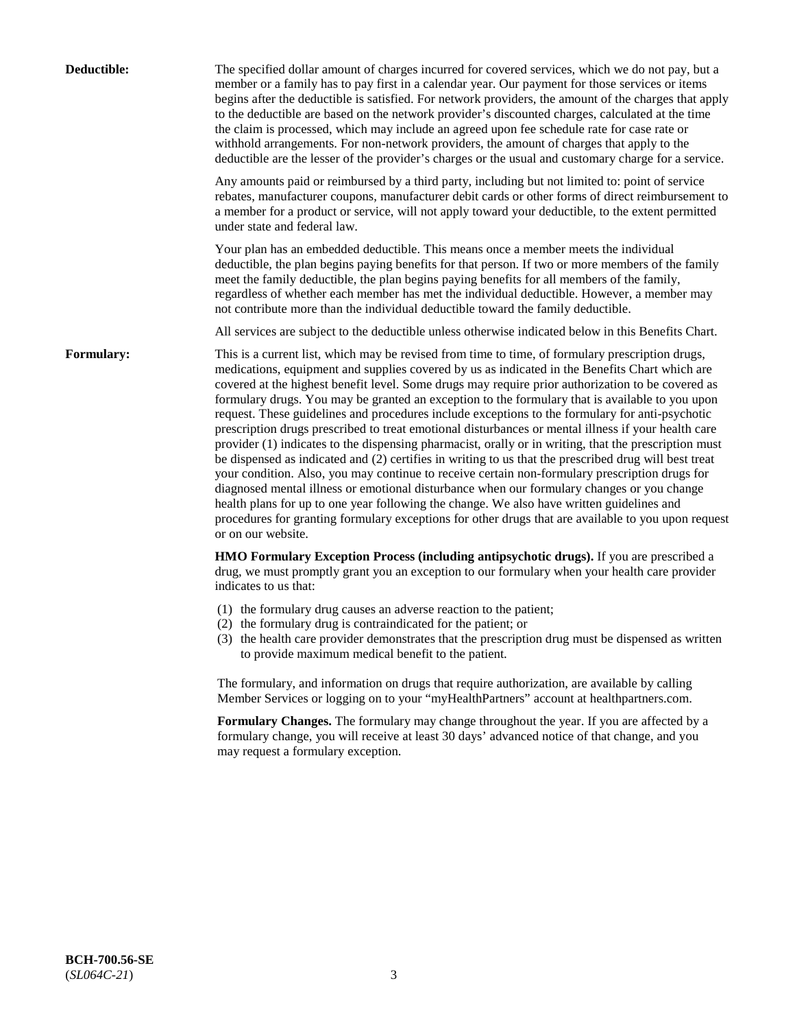**Deductible:** The specified dollar amount of charges incurred for covered services, which we do not pay, but a member or a family has to pay first in a calendar year. Our payment for those services or items begins after the deductible is satisfied. For network providers, the amount of the charges that apply to the deductible are based on the network provider's discounted charges, calculated at the time the claim is processed, which may include an agreed upon fee schedule rate for case rate or withhold arrangements. For non-network providers, the amount of charges that apply to the deductible are the lesser of the provider's charges or the usual and customary charge for a service.

Any amounts paid or reimbursed by a third party, including but not limited to: point of service rebates, manufacturer coupons, manufacturer debit cards or other forms of direct reimbursement to a member for a product or service, will not apply toward your deductible, to the extent permitted under state and federal law.

Your plan has an embedded deductible. This means once a member meets the individual deductible, the plan begins paying benefits for that person. If two or more members of the family meet the family deductible, the plan begins paying benefits for all members of the family, regardless of whether each member has met the individual deductible. However, a member may not contribute more than the individual deductible toward the family deductible.

All services are subject to the deductible unless otherwise indicated below in this Benefits Chart.

**Formulary:** This is a current list, which may be revised from time to time, of formulary prescription drugs, medications, equipment and supplies covered by us as indicated in the Benefits Chart which are covered at the highest benefit level. Some drugs may require prior authorization to be covered as formulary drugs. You may be granted an exception to the formulary that is available to you upon request. These guidelines and procedures include exceptions to the formulary for anti-psychotic prescription drugs prescribed to treat emotional disturbances or mental illness if your health care provider (1) indicates to the dispensing pharmacist, orally or in writing, that the prescription must be dispensed as indicated and (2) certifies in writing to us that the prescribed drug will best treat your condition. Also, you may continue to receive certain non-formulary prescription drugs for diagnosed mental illness or emotional disturbance when our formulary changes or you change health plans for up to one year following the change. We also have written guidelines and procedures for granting formulary exceptions for other drugs that are available to you upon request or on our website.

**HMO Formulary Exception Process (including antipsychotic drugs).** If you are prescribed a drug, we must promptly grant you an exception to our formulary when your health care provider indicates to us that:

(1) the formulary drug causes an adverse reaction to the patient;
(2) the formulary drug is contraindicated for the patient; or
(3) the health care provider demonstrates that the prescription drug must be dispensed as written to provide maximum medical benefit to the patient.

The formulary, and information on drugs that require authorization, are available by calling Member Services or logging on to your "myHealthPartners" account at healthpartners.com.

**Formulary Changes.** The formulary may change throughout the year. If you are affected by a formulary change, you will receive at least 30 days' advanced notice of that change, and you may request a formulary exception.

**BCH-700.56-SE**
(*SL064C-21*)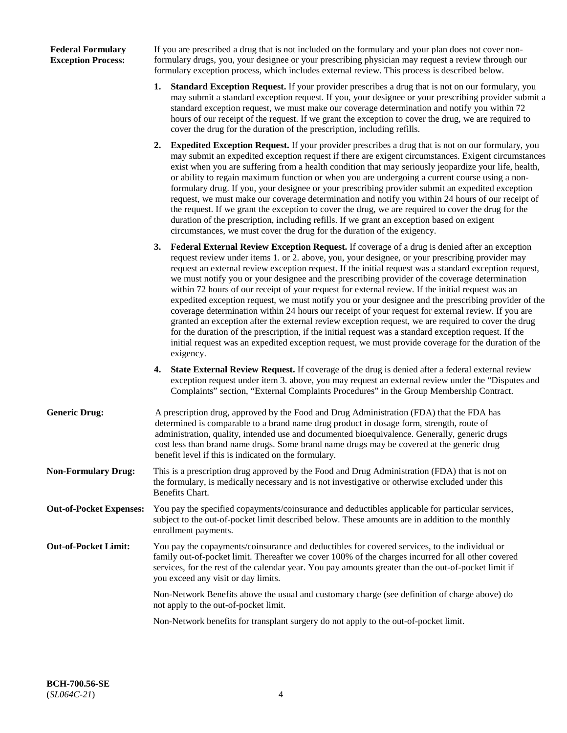**Federal Formulary Exception Process:** If you are prescribed a drug that is not included on the formulary and your plan does not cover non-formulary drugs, you, your designee or your prescribing physician may request a review through our formulary exception process, which includes external review. This process is described below.

1. **Standard Exception Request.** If your provider prescribes a drug that is not on our formulary, you may submit a standard exception request. If you, your designee or your prescribing provider submit a standard exception request, we must make our coverage determination and notify you within 72 hours of our receipt of the request. If we grant the exception to cover the drug, we are required to cover the drug for the duration of the prescription, including refills.

2. **Expedited Exception Request.** If your provider prescribes a drug that is not on our formulary, you may submit an expedited exception request if there are exigent circumstances. Exigent circumstances exist when you are suffering from a health condition that may seriously jeopardize your life, health, or ability to regain maximum function or when you are undergoing a current course using a non-formulary drug. If you, your designee or your prescribing provider submit an expedited exception request, we must make our coverage determination and notify you within 24 hours of our receipt of the request. If we grant the exception to cover the drug, we are required to cover the drug for the duration of the prescription, including refills. If we grant an exception based on exigent circumstances, we must cover the drug for the duration of the exigency.

3. **Federal External Review Exception Request.** If coverage of a drug is denied after an exception request review under items 1. or 2. above, you, your designee, or your prescribing provider may request an external review exception request. If the initial request was a standard exception request, we must notify you or your designee and the prescribing provider of the coverage determination within 72 hours of our receipt of your request for external review. If the initial request was an expedited exception request, we must notify you or your designee and the prescribing provider of the coverage determination within 24 hours our receipt of your request for external review. If you are granted an exception after the external review exception request, we are required to cover the drug for the duration of the prescription, if the initial request was a standard exception request. If the initial request was an expedited exception request, we must provide coverage for the duration of the exigency.

4. **State External Review Request.** If coverage of the drug is denied after a federal external review exception request under item 3. above, you may request an external review under the "Disputes and Complaints" section, "External Complaints Procedures" in the Group Membership Contract.

**Generic Drug:** A prescription drug, approved by the Food and Drug Administration (FDA) that the FDA has determined is comparable to a brand name drug product in dosage form, strength, route of administration, quality, intended use and documented bioequivalence. Generally, generic drugs cost less than brand name drugs. Some brand name drugs may be covered at the generic drug benefit level if this is indicated on the formulary.

**Non-Formulary Drug:** This is a prescription drug approved by the Food and Drug Administration (FDA) that is not on the formulary, is medically necessary and is not investigative or otherwise excluded under this Benefits Chart.

**Out-of-Pocket Expenses:** You pay the specified copayments/coinsurance and deductibles applicable for particular services, subject to the out-of-pocket limit described below. These amounts are in addition to the monthly enrollment payments.

**Out-of-Pocket Limit:** You pay the copayments/coinsurance and deductibles for covered services, to the individual or family out-of-pocket limit. Thereafter we cover 100% of the charges incurred for all other covered services, for the rest of the calendar year. You pay amounts greater than the out-of-pocket limit if you exceed any visit or day limits.

Non-Network Benefits above the usual and customary charge (see definition of charge above) do not apply to the out-of-pocket limit.

Non-Network benefits for transplant surgery do not apply to the out-of-pocket limit.

**BCH-700.56-SE**
(*SL064C-21*)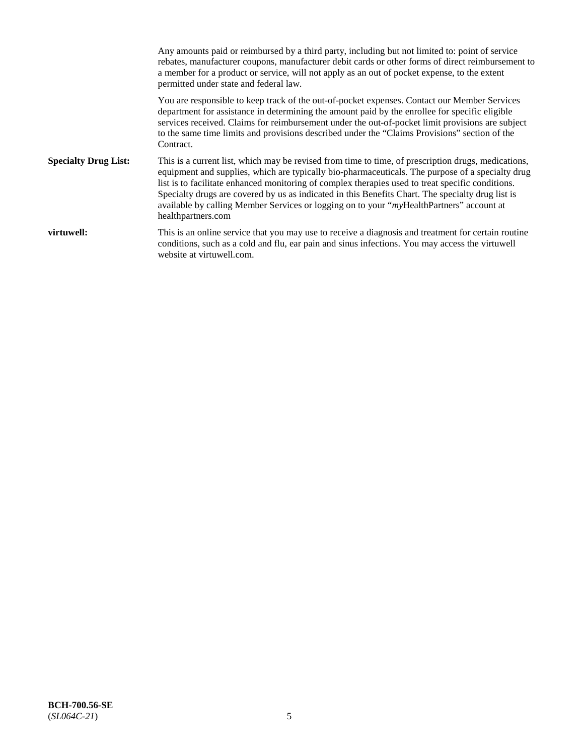Any amounts paid or reimbursed by a third party, including but not limited to: point of service rebates, manufacturer coupons, manufacturer debit cards or other forms of direct reimbursement to a member for a product or service, will not apply as an out of pocket expense, to the extent permitted under state and federal law.

You are responsible to keep track of the out-of-pocket expenses. Contact our Member Services department for assistance in determining the amount paid by the enrollee for specific eligible services received. Claims for reimbursement under the out-of-pocket limit provisions are subject to the same time limits and provisions described under the "Claims Provisions" section of the Contract.

**Specialty Drug List:** This is a current list, which may be revised from time to time, of prescription drugs, medications, equipment and supplies, which are typically bio-pharmaceuticals. The purpose of a specialty drug list is to facilitate enhanced monitoring of complex therapies used to treat specific conditions. Specialty drugs are covered by us as indicated in this Benefits Chart. The specialty drug list is available by calling Member Services or logging on to your "*my*HealthPartners" account at healthpartners.com

**virtuwell:** This is an online service that you may use to receive a diagnosis and treatment for certain routine conditions, such as a cold and flu, ear pain and sinus infections. You may access the virtuwell website at virtuwell.com.

**BCH-700.56-SE**
(*SL064C-21*)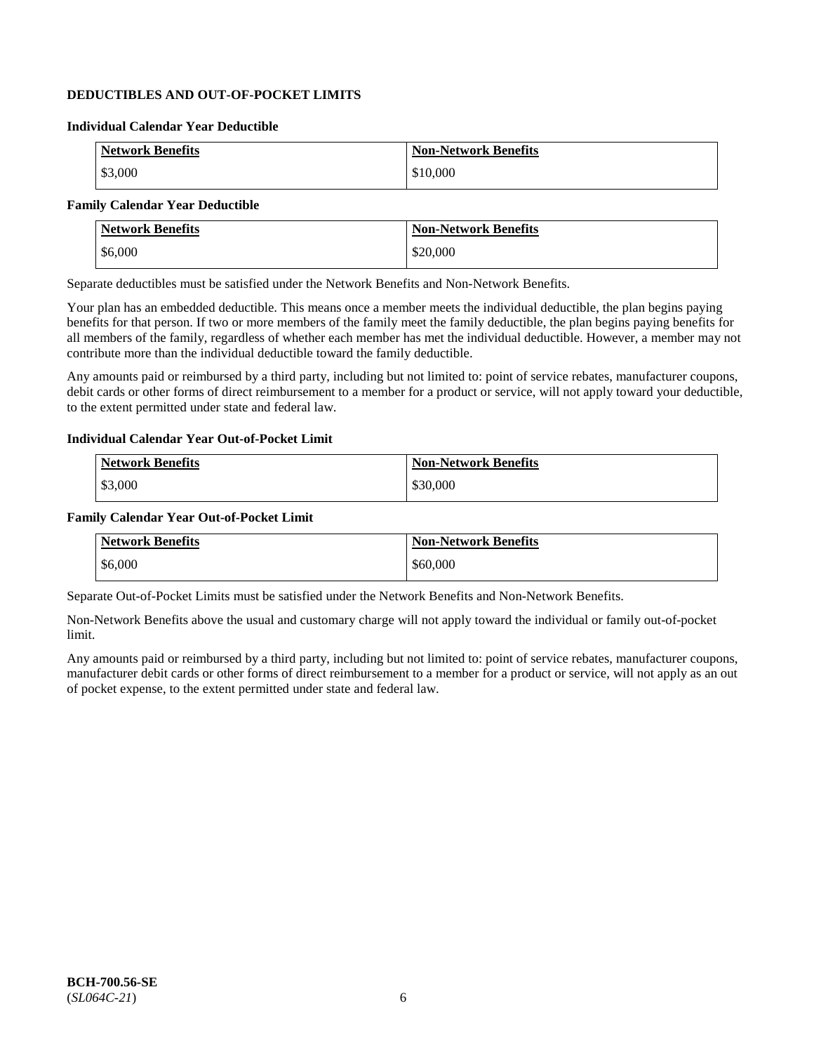## DEDUCTIBLES AND OUT-OF-POCKET LIMITS

### Individual Calendar Year Deductible

| Network Benefits | Non-Network Benefits |
| --- | --- |
| $3,000 | $10,000 |

### Family Calendar Year Deductible

| Network Benefits | Non-Network Benefits |
| --- | --- |
| $6,000 | $20,000 |

Separate deductibles must be satisfied under the Network Benefits and Non-Network Benefits.

Your plan has an embedded deductible. This means once a member meets the individual deductible, the plan begins paying benefits for that person. If two or more members of the family meet the family deductible, the plan begins paying benefits for all members of the family, regardless of whether each member has met the individual deductible. However, a member may not contribute more than the individual deductible toward the family deductible.

Any amounts paid or reimbursed by a third party, including but not limited to: point of service rebates, manufacturer coupons, debit cards or other forms of direct reimbursement to a member for a product or service, will not apply toward your deductible, to the extent permitted under state and federal law.

### Individual Calendar Year Out-of-Pocket Limit

| Network Benefits | Non-Network Benefits |
| --- | --- |
| $3,000 | $30,000 |

### Family Calendar Year Out-of-Pocket Limit

| Network Benefits | Non-Network Benefits |
| --- | --- |
| $6,000 | $60,000 |

Separate Out-of-Pocket Limits must be satisfied under the Network Benefits and Non-Network Benefits.

Non-Network Benefits above the usual and customary charge will not apply toward the individual or family out-of-pocket limit.

Any amounts paid or reimbursed by a third party, including but not limited to: point of service rebates, manufacturer coupons, manufacturer debit cards or other forms of direct reimbursement to a member for a product or service, will not apply as an out of pocket expense, to the extent permitted under state and federal law.

**BCH-700.56-SE**
(*SL064C-21*)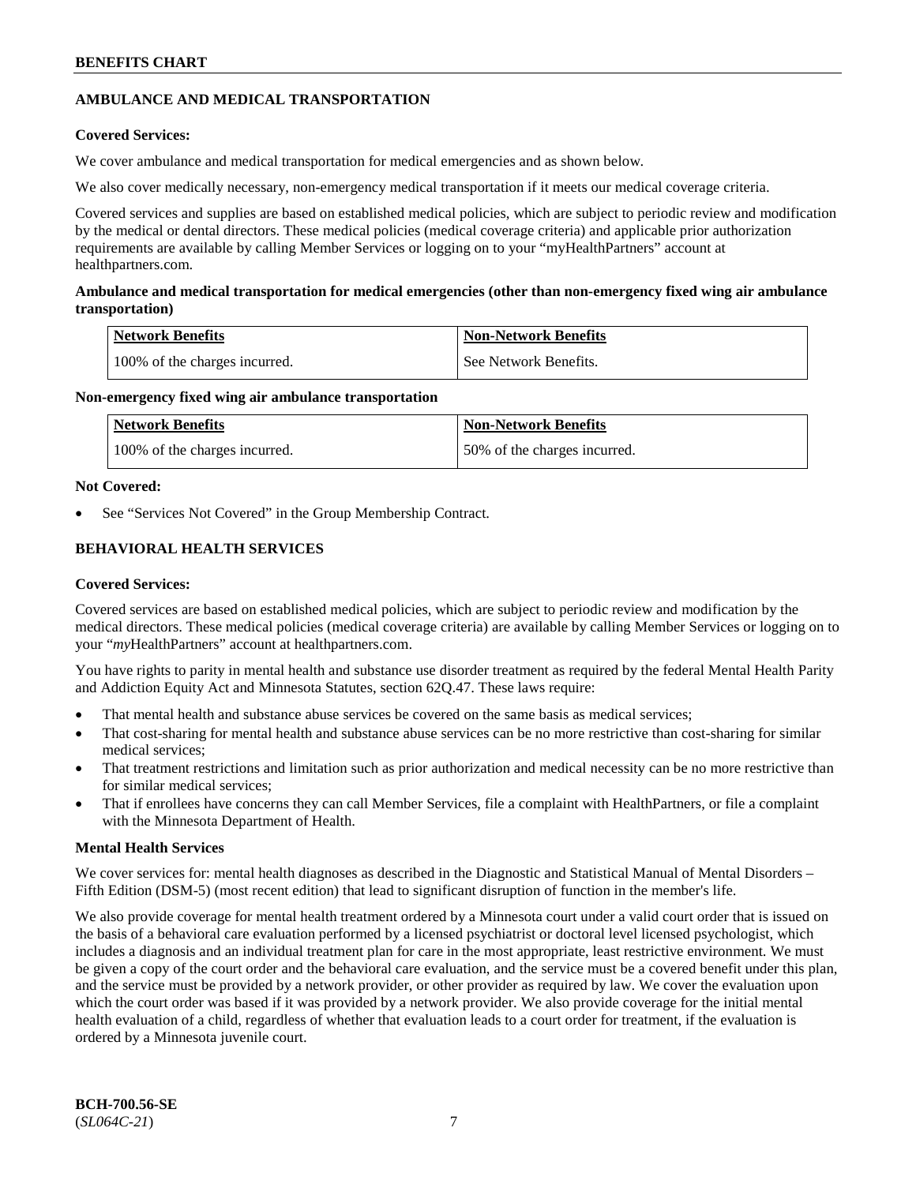## AMBULANCE AND MEDICAL TRANSPORTATION

**Covered Services:**

We cover ambulance and medical transportation for medical emergencies and as shown below.

We also cover medically necessary, non-emergency medical transportation if it meets our medical coverage criteria.

Covered services and supplies are based on established medical policies, which are subject to periodic review and modification by the medical or dental directors. These medical policies (medical coverage criteria) and applicable prior authorization requirements are available by calling Member Services or logging on to your "myHealthPartners" account at healthpartners.com.

**Ambulance and medical transportation for medical emergencies (other than non-emergency fixed wing air ambulance transportation)**

| Network Benefits | Non-Network Benefits |
| --- | --- |
| 100% of the charges incurred. | See Network Benefits. |

**Non-emergency fixed wing air ambulance transportation**

| Network Benefits | Non-Network Benefits |
| --- | --- |
| 100% of the charges incurred. | 50% of the charges incurred. |

**Not Covered:**

- See "Services Not Covered" in the Group Membership Contract.

## BEHAVIORAL HEALTH SERVICES

**Covered Services:**

Covered services are based on established medical policies, which are subject to periodic review and modification by the medical directors. These medical policies (medical coverage criteria) are available by calling Member Services or logging on to your "*my*HealthPartners" account at healthpartners.com.

You have rights to parity in mental health and substance use disorder treatment as required by the federal Mental Health Parity and Addiction Equity Act and Minnesota Statutes, section 62Q.47. These laws require:

- That mental health and substance abuse services be covered on the same basis as medical services;
- That cost-sharing for mental health and substance abuse services can be no more restrictive than cost-sharing for similar medical services;
- That treatment restrictions and limitation such as prior authorization and medical necessity can be no more restrictive than for similar medical services;
- That if enrollees have concerns they can call Member Services, file a complaint with HealthPartners, or file a complaint with the Minnesota Department of Health.

**Mental Health Services**

We cover services for: mental health diagnoses as described in the Diagnostic and Statistical Manual of Mental Disorders – Fifth Edition (DSM-5) (most recent edition) that lead to significant disruption of function in the member's life.

We also provide coverage for mental health treatment ordered by a Minnesota court under a valid court order that is issued on the basis of a behavioral care evaluation performed by a licensed psychiatrist or doctoral level licensed psychologist, which includes a diagnosis and an individual treatment plan for care in the most appropriate, least restrictive environment. We must be given a copy of the court order and the behavioral care evaluation, and the service must be a covered benefit under this plan, and the service must be provided by a network provider, or other provider as required by law. We cover the evaluation upon which the court order was based if it was provided by a network provider. We also provide coverage for the initial mental health evaluation of a child, regardless of whether that evaluation leads to a court order for treatment, if the evaluation is ordered by a Minnesota juvenile court.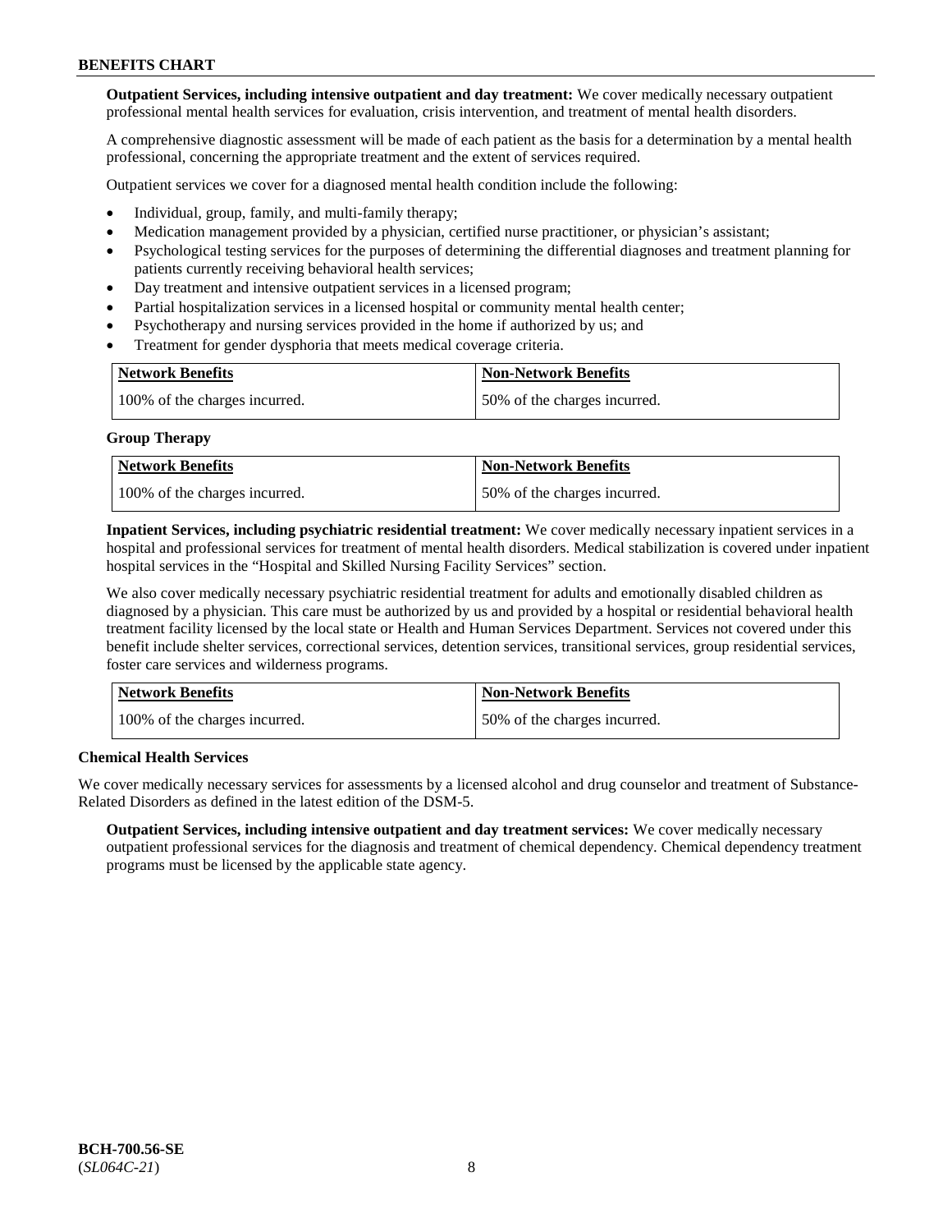**Outpatient Services, including intensive outpatient and day treatment:** We cover medically necessary outpatient professional mental health services for evaluation, crisis intervention, and treatment of mental health disorders.

A comprehensive diagnostic assessment will be made of each patient as the basis for a determination by a mental health professional, concerning the appropriate treatment and the extent of services required.

Outpatient services we cover for a diagnosed mental health condition include the following:

- Individual, group, family, and multi-family therapy;
- Medication management provided by a physician, certified nurse practitioner, or physician's assistant;
- Psychological testing services for the purposes of determining the differential diagnoses and treatment planning for patients currently receiving behavioral health services;
- Day treatment and intensive outpatient services in a licensed program;
- Partial hospitalization services in a licensed hospital or community mental health center;
- Psychotherapy and nursing services provided in the home if authorized by us; and
- Treatment for gender dysphoria that meets medical coverage criteria.

| Network Benefits | Non-Network Benefits |
|---|---|
| 100% of the charges incurred. | 50% of the charges incurred. |

**Group Therapy**

| Network Benefits | Non-Network Benefits |
|---|---|
| 100% of the charges incurred. | 50% of the charges incurred. |

**Inpatient Services, including psychiatric residential treatment:** We cover medically necessary inpatient services in a hospital and professional services for treatment of mental health disorders. Medical stabilization is covered under inpatient hospital services in the "Hospital and Skilled Nursing Facility Services" section.

We also cover medically necessary psychiatric residential treatment for adults and emotionally disabled children as diagnosed by a physician. This care must be authorized by us and provided by a hospital or residential behavioral health treatment facility licensed by the local state or Health and Human Services Department. Services not covered under this benefit include shelter services, correctional services, detention services, transitional services, group residential services, foster care services and wilderness programs.

| Network Benefits | Non-Network Benefits |
|---|---|
| 100% of the charges incurred. | 50% of the charges incurred. |

**Chemical Health Services**

We cover medically necessary services for assessments by a licensed alcohol and drug counselor and treatment of Substance-Related Disorders as defined in the latest edition of the DSM-5.

**Outpatient Services, including intensive outpatient and day treatment services:** We cover medically necessary outpatient professional services for the diagnosis and treatment of chemical dependency. Chemical dependency treatment programs must be licensed by the applicable state agency.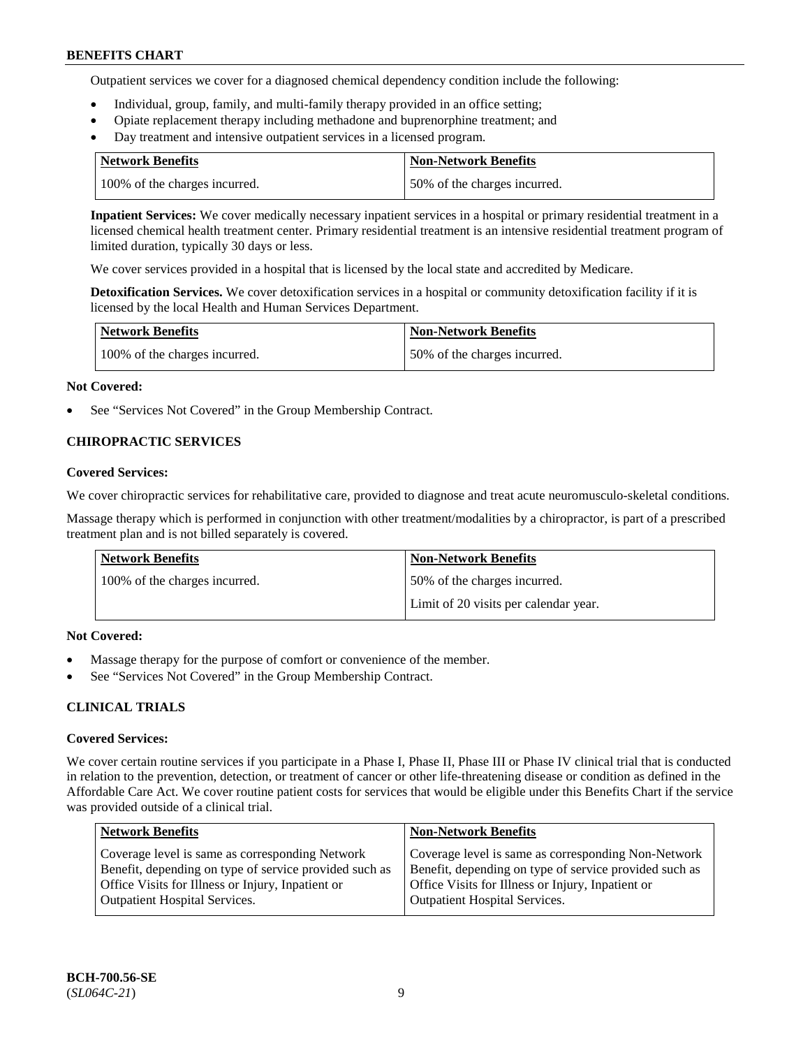Outpatient services we cover for a diagnosed chemical dependency condition include the following:

- Individual, group, family, and multi-family therapy provided in an office setting;
- Opiate replacement therapy including methadone and buprenorphine treatment; and
- Day treatment and intensive outpatient services in a licensed program.

| Network Benefits | Non-Network Benefits |
| --- | --- |
| 100% of the charges incurred. | 50% of the charges incurred. |

**Inpatient Services:** We cover medically necessary inpatient services in a hospital or primary residential treatment in a licensed chemical health treatment center. Primary residential treatment is an intensive residential treatment program of limited duration, typically 30 days or less.

We cover services provided in a hospital that is licensed by the local state and accredited by Medicare.

**Detoxification Services.** We cover detoxification services in a hospital or community detoxification facility if it is licensed by the local Health and Human Services Department.

| Network Benefits | Non-Network Benefits |
| --- | --- |
| 100% of the charges incurred. | 50% of the charges incurred. |

**Not Covered:**

- See "Services Not Covered" in the Group Membership Contract.

## CHIROPRACTIC SERVICES

**Covered Services:**

We cover chiropractic services for rehabilitative care, provided to diagnose and treat acute neuromusculo-skeletal conditions.

Massage therapy which is performed in conjunction with other treatment/modalities by a chiropractor, is part of a prescribed treatment plan and is not billed separately is covered.

| Network Benefits | Non-Network Benefits |
| --- | --- |
| 100% of the charges incurred. | 50% of the charges incurred.<br>Limit of 20 visits per calendar year. |

**Not Covered:**

- Massage therapy for the purpose of comfort or convenience of the member.
- See "Services Not Covered" in the Group Membership Contract.

## CLINICAL TRIALS

**Covered Services:**

We cover certain routine services if you participate in a Phase I, Phase II, Phase III or Phase IV clinical trial that is conducted in relation to the prevention, detection, or treatment of cancer or other life-threatening disease or condition as defined in the Affordable Care Act. We cover routine patient costs for services that would be eligible under this Benefits Chart if the service was provided outside of a clinical trial.

| Network Benefits | Non-Network Benefits |
| --- | --- |
| Coverage level is same as corresponding Network Benefit, depending on type of service provided such as Office Visits for Illness or Injury, Inpatient or Outpatient Hospital Services. | Coverage level is same as corresponding Non-Network Benefit, depending on type of service provided such as Office Visits for Illness or Injury, Inpatient or Outpatient Hospital Services. |

**BCH-700.56-SE**
(*SL064C-21*)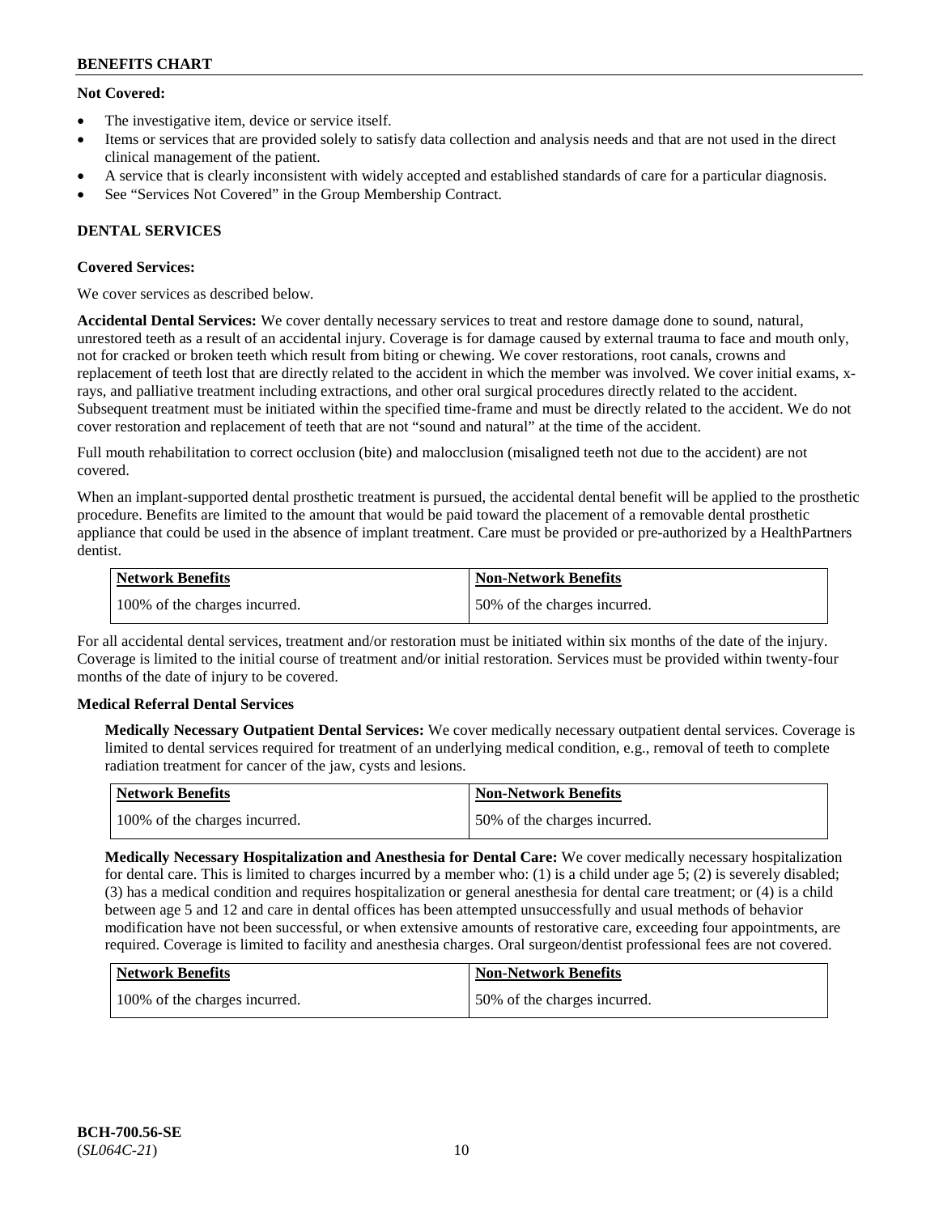**Not Covered:**

- The investigative item, device or service itself.
- Items or services that are provided solely to satisfy data collection and analysis needs and that are not used in the direct clinical management of the patient.
- A service that is clearly inconsistent with widely accepted and established standards of care for a particular diagnosis.
- See "Services Not Covered" in the Group Membership Contract.

### DENTAL SERVICES

**Covered Services:**

We cover services as described below.

**Accidental Dental Services:** We cover dentally necessary services to treat and restore damage done to sound, natural, unrestored teeth as a result of an accidental injury. Coverage is for damage caused by external trauma to face and mouth only, not for cracked or broken teeth which result from biting or chewing. We cover restorations, root canals, crowns and replacement of teeth lost that are directly related to the accident in which the member was involved. We cover initial exams, x-rays, and palliative treatment including extractions, and other oral surgical procedures directly related to the accident. Subsequent treatment must be initiated within the specified time-frame and must be directly related to the accident. We do not cover restoration and replacement of teeth that are not "sound and natural" at the time of the accident.

Full mouth rehabilitation to correct occlusion (bite) and malocclusion (misaligned teeth not due to the accident) are not covered.

When an implant-supported dental prosthetic treatment is pursued, the accidental dental benefit will be applied to the prosthetic procedure. Benefits are limited to the amount that would be paid toward the placement of a removable dental prosthetic appliance that could be used in the absence of implant treatment. Care must be provided or pre-authorized by a HealthPartners dentist.

| Network Benefits | Non-Network Benefits |
|---|---|
| 100% of the charges incurred. | 50% of the charges incurred. |

For all accidental dental services, treatment and/or restoration must be initiated within six months of the date of the injury. Coverage is limited to the initial course of treatment and/or initial restoration. Services must be provided within twenty-four months of the date of injury to be covered.

**Medical Referral Dental Services**

**Medically Necessary Outpatient Dental Services:** We cover medically necessary outpatient dental services. Coverage is limited to dental services required for treatment of an underlying medical condition, e.g., removal of teeth to complete radiation treatment for cancer of the jaw, cysts and lesions.

| Network Benefits | Non-Network Benefits |
|---|---|
| 100% of the charges incurred. | 50% of the charges incurred. |

**Medically Necessary Hospitalization and Anesthesia for Dental Care:** We cover medically necessary hospitalization for dental care. This is limited to charges incurred by a member who: (1) is a child under age 5; (2) is severely disabled; (3) has a medical condition and requires hospitalization or general anesthesia for dental care treatment; or (4) is a child between age 5 and 12 and care in dental offices has been attempted unsuccessfully and usual methods of behavior modification have not been successful, or when extensive amounts of restorative care, exceeding four appointments, are required. Coverage is limited to facility and anesthesia charges. Oral surgeon/dentist professional fees are not covered.

| Network Benefits | Non-Network Benefits |
|---|---|
| 100% of the charges incurred. | 50% of the charges incurred. |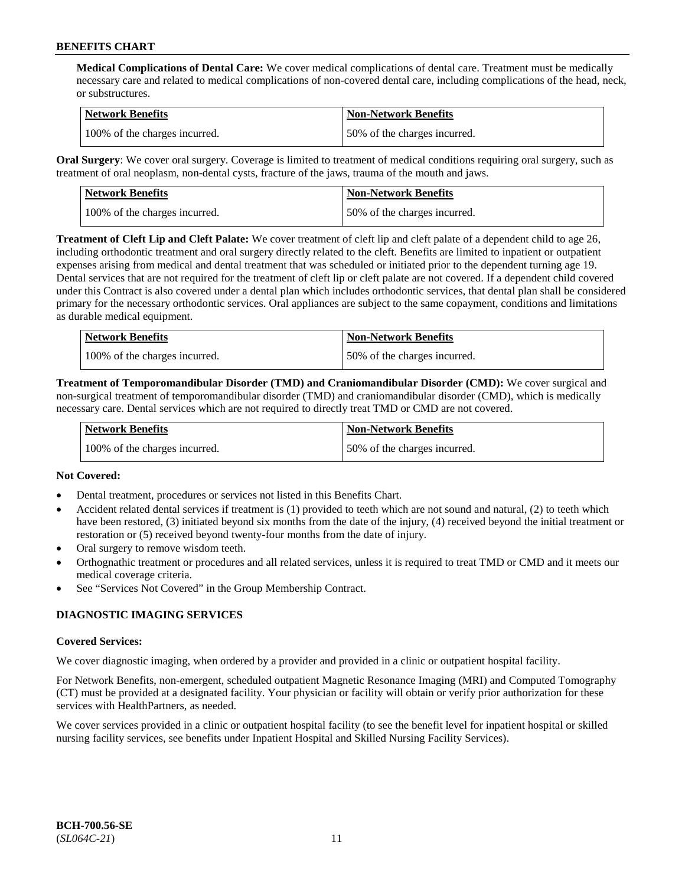**Medical Complications of Dental Care:** We cover medical complications of dental care. Treatment must be medically necessary care and related to medical complications of non-covered dental care, including complications of the head, neck, or substructures.

| Network Benefits | Non-Network Benefits |
|---|---|
| 100% of the charges incurred. | 50% of the charges incurred. |

**Oral Surgery**: We cover oral surgery. Coverage is limited to treatment of medical conditions requiring oral surgery, such as treatment of oral neoplasm, non-dental cysts, fracture of the jaws, trauma of the mouth and jaws.

| Network Benefits | Non-Network Benefits |
|---|---|
| 100% of the charges incurred. | 50% of the charges incurred. |

**Treatment of Cleft Lip and Cleft Palate:** We cover treatment of cleft lip and cleft palate of a dependent child to age 26, including orthodontic treatment and oral surgery directly related to the cleft. Benefits are limited to inpatient or outpatient expenses arising from medical and dental treatment that was scheduled or initiated prior to the dependent turning age 19. Dental services that are not required for the treatment of cleft lip or cleft palate are not covered. If a dependent child covered under this Contract is also covered under a dental plan which includes orthodontic services, that dental plan shall be considered primary for the necessary orthodontic services. Oral appliances are subject to the same copayment, conditions and limitations as durable medical equipment.

| Network Benefits | Non-Network Benefits |
|---|---|
| 100% of the charges incurred. | 50% of the charges incurred. |

**Treatment of Temporomandibular Disorder (TMD) and Craniomandibular Disorder (CMD):** We cover surgical and non-surgical treatment of temporomandibular disorder (TMD) and craniomandibular disorder (CMD), which is medically necessary care. Dental services which are not required to directly treat TMD or CMD are not covered.

| Network Benefits | Non-Network Benefits |
|---|---|
| 100% of the charges incurred. | 50% of the charges incurred. |

**Not Covered:**

- Dental treatment, procedures or services not listed in this Benefits Chart.
- Accident related dental services if treatment is (1) provided to teeth which are not sound and natural, (2) to teeth which have been restored, (3) initiated beyond six months from the date of the injury, (4) received beyond the initial treatment or restoration or (5) received beyond twenty-four months from the date of injury.
- Oral surgery to remove wisdom teeth.
- Orthognathic treatment or procedures and all related services, unless it is required to treat TMD or CMD and it meets our medical coverage criteria.
- See "Services Not Covered" in the Group Membership Contract.

### DIAGNOSTIC IMAGING SERVICES

**Covered Services:**

We cover diagnostic imaging, when ordered by a provider and provided in a clinic or outpatient hospital facility.

For Network Benefits, non-emergent, scheduled outpatient Magnetic Resonance Imaging (MRI) and Computed Tomography (CT) must be provided at a designated facility. Your physician or facility will obtain or verify prior authorization for these services with HealthPartners, as needed.

We cover services provided in a clinic or outpatient hospital facility (to see the benefit level for inpatient hospital or skilled nursing facility services, see benefits under Inpatient Hospital and Skilled Nursing Facility Services).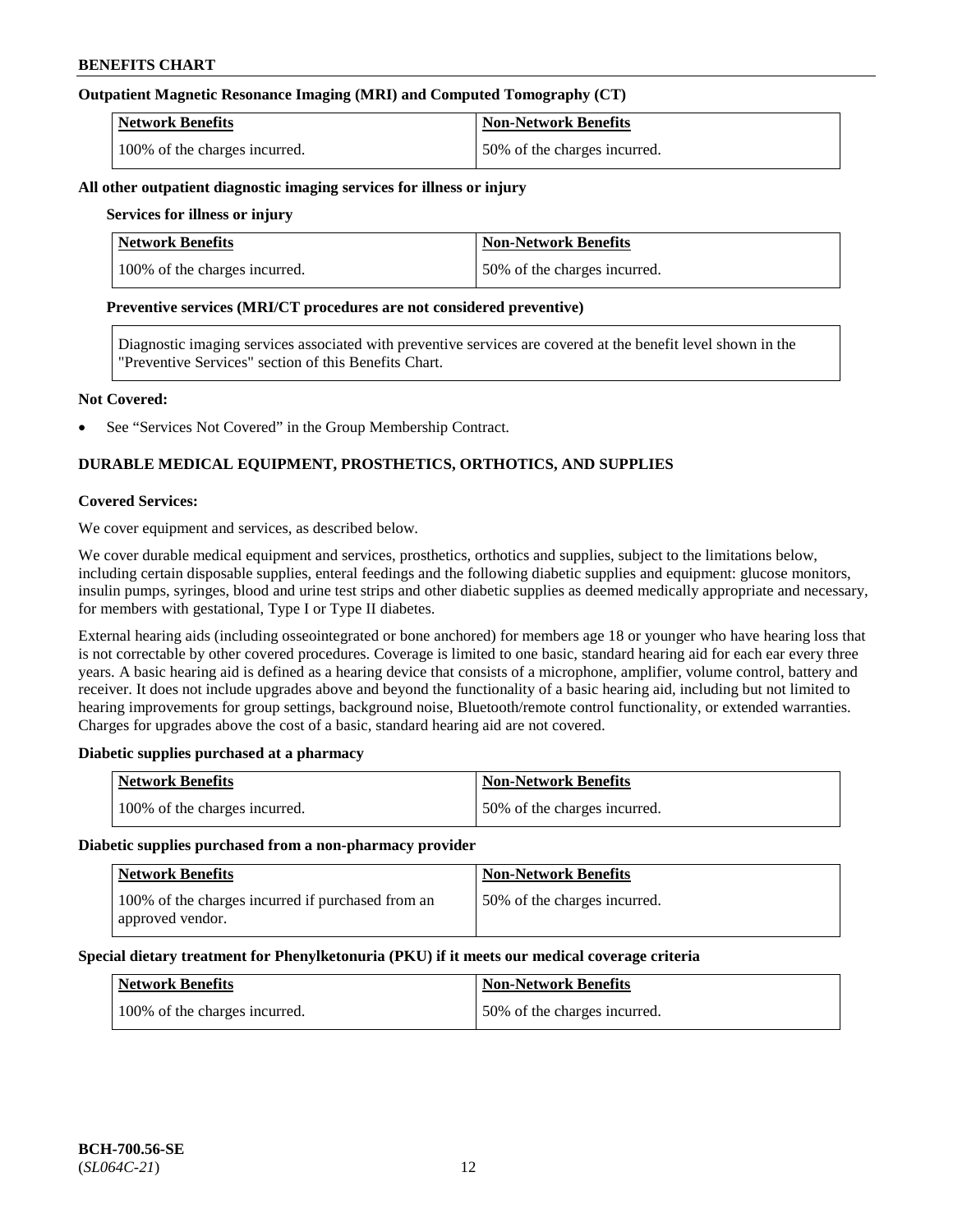### Outpatient Magnetic Resonance Imaging (MRI) and Computed Tomography (CT)

| Network Benefits | Non-Network Benefits |
| --- | --- |
| 100% of the charges incurred. | 50% of the charges incurred. |

### All other outpatient diagnostic imaging services for illness or injury

**Services for illness or injury**

| Network Benefits | Non-Network Benefits |
| --- | --- |
| 100% of the charges incurred. | 50% of the charges incurred. |

**Preventive services (MRI/CT procedures are not considered preventive)**

Diagnostic imaging services associated with preventive services are covered at the benefit level shown in the "Preventive Services" section of this Benefits Chart.

**Not Covered:**

- See "Services Not Covered" in the Group Membership Contract.

## DURABLE MEDICAL EQUIPMENT, PROSTHETICS, ORTHOTICS, AND SUPPLIES

**Covered Services:**

We cover equipment and services, as described below.

We cover durable medical equipment and services, prosthetics, orthotics and supplies, subject to the limitations below, including certain disposable supplies, enteral feedings and the following diabetic supplies and equipment: glucose monitors, insulin pumps, syringes, blood and urine test strips and other diabetic supplies as deemed medically appropriate and necessary, for members with gestational, Type I or Type II diabetes.

External hearing aids (including osseointegrated or bone anchored) for members age 18 or younger who have hearing loss that is not correctable by other covered procedures. Coverage is limited to one basic, standard hearing aid for each ear every three years. A basic hearing aid is defined as a hearing device that consists of a microphone, amplifier, volume control, battery and receiver. It does not include upgrades above and beyond the functionality of a basic hearing aid, including but not limited to hearing improvements for group settings, background noise, Bluetooth/remote control functionality, or extended warranties. Charges for upgrades above the cost of a basic, standard hearing aid are not covered.

### Diabetic supplies purchased at a pharmacy

| Network Benefits | Non-Network Benefits |
| --- | --- |
| 100% of the charges incurred. | 50% of the charges incurred. |

### Diabetic supplies purchased from a non-pharmacy provider

| Network Benefits | Non-Network Benefits |
| --- | --- |
| 100% of the charges incurred if purchased from an approved vendor. | 50% of the charges incurred. |

### Special dietary treatment for Phenylketonuria (PKU) if it meets our medical coverage criteria

| Network Benefits | Non-Network Benefits |
| --- | --- |
| 100% of the charges incurred. | 50% of the charges incurred. |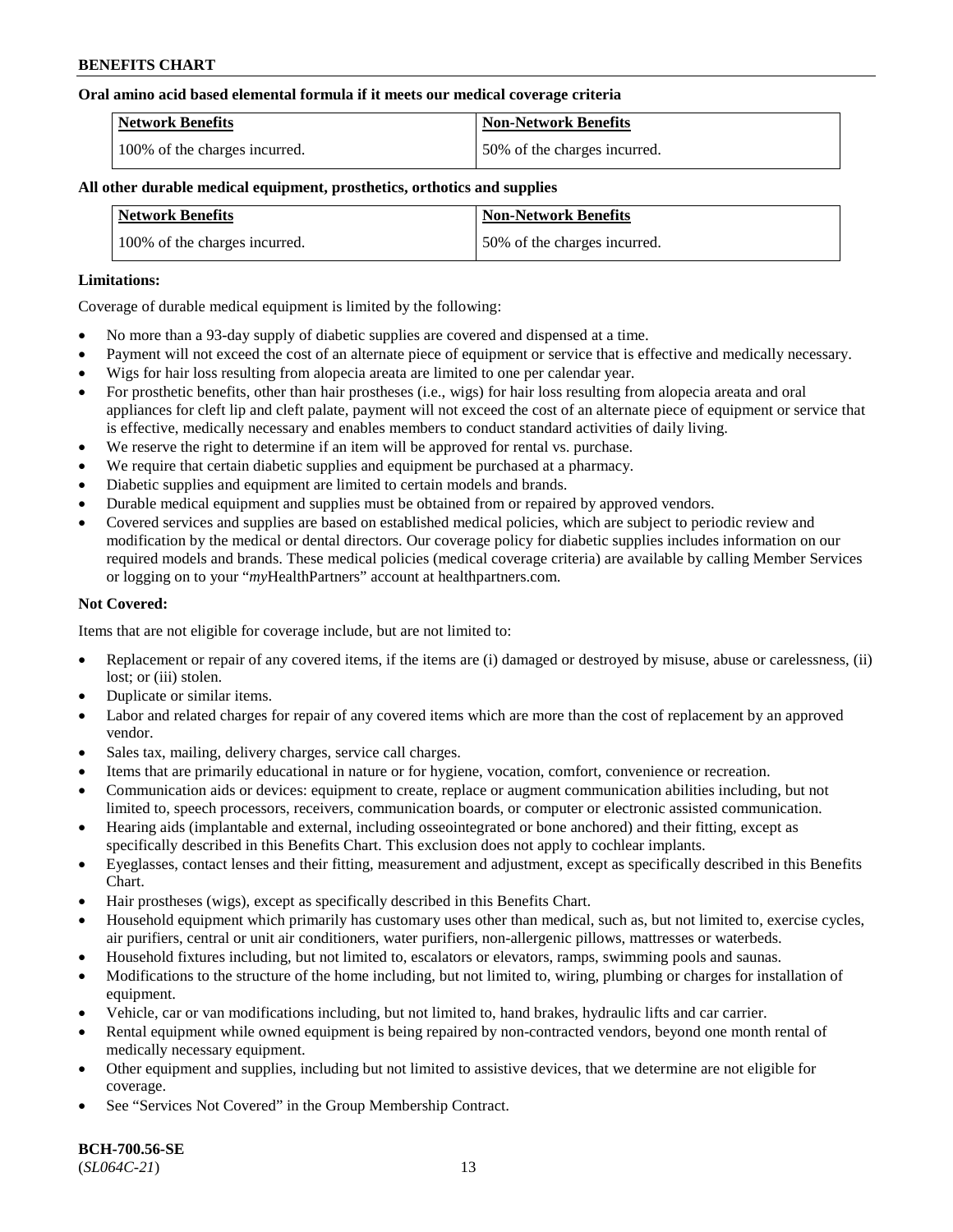**Oral amino acid based elemental formula if it meets our medical coverage criteria**

| Network Benefits | Non-Network Benefits |
|---|---|
| 100% of the charges incurred. | 50% of the charges incurred. |

**All other durable medical equipment, prosthetics, orthotics and supplies**

| Network Benefits | Non-Network Benefits |
|---|---|
| 100% of the charges incurred. | 50% of the charges incurred. |

**Limitations:**

Coverage of durable medical equipment is limited by the following:

- No more than a 93-day supply of diabetic supplies are covered and dispensed at a time.
- Payment will not exceed the cost of an alternate piece of equipment or service that is effective and medically necessary.
- Wigs for hair loss resulting from alopecia areata are limited to one per calendar year.
- For prosthetic benefits, other than hair prostheses (i.e., wigs) for hair loss resulting from alopecia areata and oral appliances for cleft lip and cleft palate, payment will not exceed the cost of an alternate piece of equipment or service that is effective, medically necessary and enables members to conduct standard activities of daily living.
- We reserve the right to determine if an item will be approved for rental vs. purchase.
- We require that certain diabetic supplies and equipment be purchased at a pharmacy.
- Diabetic supplies and equipment are limited to certain models and brands.
- Durable medical equipment and supplies must be obtained from or repaired by approved vendors.
- Covered services and supplies are based on established medical policies, which are subject to periodic review and modification by the medical or dental directors. Our coverage policy for diabetic supplies includes information on our required models and brands. These medical policies (medical coverage criteria) are available by calling Member Services or logging on to your "*my*HealthPartners" account at healthpartners.com.

**Not Covered:**

Items that are not eligible for coverage include, but are not limited to:

- Replacement or repair of any covered items, if the items are (i) damaged or destroyed by misuse, abuse or carelessness, (ii) lost; or (iii) stolen.
- Duplicate or similar items.
- Labor and related charges for repair of any covered items which are more than the cost of replacement by an approved vendor.
- Sales tax, mailing, delivery charges, service call charges.
- Items that are primarily educational in nature or for hygiene, vocation, comfort, convenience or recreation.
- Communication aids or devices: equipment to create, replace or augment communication abilities including, but not limited to, speech processors, receivers, communication boards, or computer or electronic assisted communication.
- Hearing aids (implantable and external, including osseointegrated or bone anchored) and their fitting, except as specifically described in this Benefits Chart. This exclusion does not apply to cochlear implants.
- Eyeglasses, contact lenses and their fitting, measurement and adjustment, except as specifically described in this Benefits Chart.
- Hair prostheses (wigs), except as specifically described in this Benefits Chart.
- Household equipment which primarily has customary uses other than medical, such as, but not limited to, exercise cycles, air purifiers, central or unit air conditioners, water purifiers, non-allergenic pillows, mattresses or waterbeds.
- Household fixtures including, but not limited to, escalators or elevators, ramps, swimming pools and saunas.
- Modifications to the structure of the home including, but not limited to, wiring, plumbing or charges for installation of equipment.
- Vehicle, car or van modifications including, but not limited to, hand brakes, hydraulic lifts and car carrier.
- Rental equipment while owned equipment is being repaired by non-contracted vendors, beyond one month rental of medically necessary equipment.
- Other equipment and supplies, including but not limited to assistive devices, that we determine are not eligible for coverage.
- See "Services Not Covered" in the Group Membership Contract.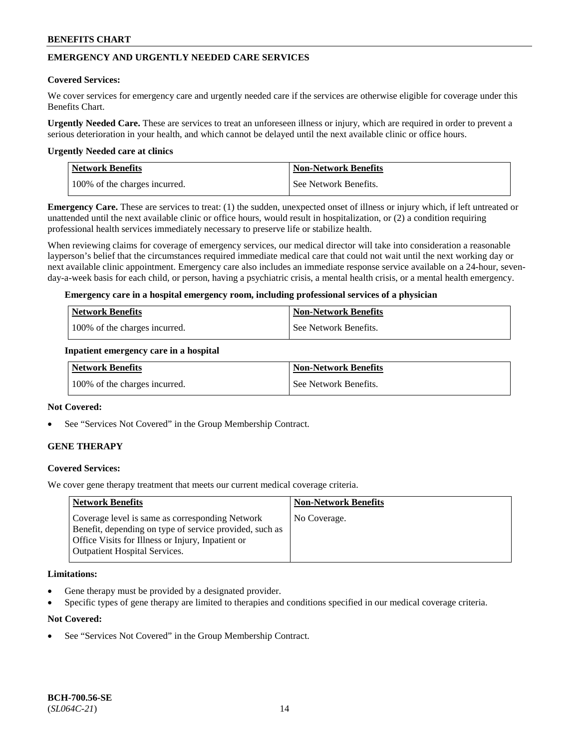## EMERGENCY AND URGENTLY NEEDED CARE SERVICES

**Covered Services:**

We cover services for emergency care and urgently needed care if the services are otherwise eligible for coverage under this Benefits Chart.

**Urgently Needed Care.** These are services to treat an unforeseen illness or injury, which are required in order to prevent a serious deterioration in your health, and which cannot be delayed until the next available clinic or office hours.

**Urgently Needed care at clinics**

| Network Benefits | Non-Network Benefits |
|---|---|
| 100% of the charges incurred. | See Network Benefits. |

**Emergency Care.** These are services to treat: (1) the sudden, unexpected onset of illness or injury which, if left untreated or unattended until the next available clinic or office hours, would result in hospitalization, or (2) a condition requiring professional health services immediately necessary to preserve life or stabilize health.

When reviewing claims for coverage of emergency services, our medical director will take into consideration a reasonable layperson's belief that the circumstances required immediate medical care that could not wait until the next working day or next available clinic appointment. Emergency care also includes an immediate response service available on a 24-hour, seven-day-a-week basis for each child, or person, having a psychiatric crisis, a mental health crisis, or a mental health emergency.

**Emergency care in a hospital emergency room, including professional services of a physician**

| Network Benefits | Non-Network Benefits |
|---|---|
| 100% of the charges incurred. | See Network Benefits. |

**Inpatient emergency care in a hospital**

| Network Benefits | Non-Network Benefits |
|---|---|
| 100% of the charges incurred. | See Network Benefits. |

**Not Covered:**

- See "Services Not Covered" in the Group Membership Contract.

## GENE THERAPY

**Covered Services:**

We cover gene therapy treatment that meets our current medical coverage criteria.

| Network Benefits | Non-Network Benefits |
|---|---|
| Coverage level is same as corresponding Network Benefit, depending on type of service provided, such as Office Visits for Illness or Injury, Inpatient or Outpatient Hospital Services. | No Coverage. |

**Limitations:**

- Gene therapy must be provided by a designated provider.
- Specific types of gene therapy are limited to therapies and conditions specified in our medical coverage criteria.

**Not Covered:**

- See "Services Not Covered" in the Group Membership Contract.

**BCH-700.56-SE**
(*SL064C-21*)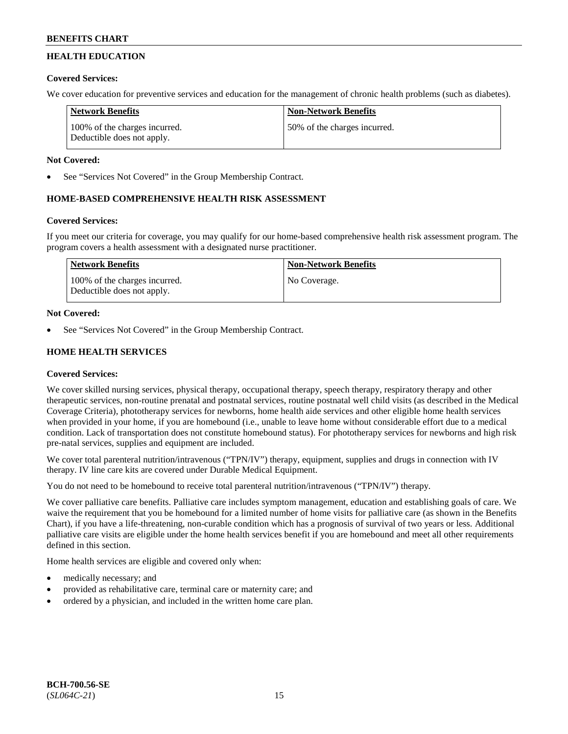## HEALTH EDUCATION

**Covered Services:**

We cover education for preventive services and education for the management of chronic health problems (such as diabetes).

| Network Benefits | Non-Network Benefits |
|---|---|
| 100% of the charges incurred. Deductible does not apply. | 50% of the charges incurred. |

**Not Covered:**

- See "Services Not Covered" in the Group Membership Contract.

## HOME-BASED COMPREHENSIVE HEALTH RISK ASSESSMENT

**Covered Services:**

If you meet our criteria for coverage, you may qualify for our home-based comprehensive health risk assessment program. The program covers a health assessment with a designated nurse practitioner.

| Network Benefits | Non-Network Benefits |
|---|---|
| 100% of the charges incurred. Deductible does not apply. | No Coverage. |

**Not Covered:**

- See "Services Not Covered" in the Group Membership Contract.

## HOME HEALTH SERVICES

**Covered Services:**

We cover skilled nursing services, physical therapy, occupational therapy, speech therapy, respiratory therapy and other therapeutic services, non-routine prenatal and postnatal services, routine postnatal well child visits (as described in the Medical Coverage Criteria), phototherapy services for newborns, home health aide services and other eligible home health services when provided in your home, if you are homebound (i.e., unable to leave home without considerable effort due to a medical condition. Lack of transportation does not constitute homebound status). For phototherapy services for newborns and high risk pre-natal services, supplies and equipment are included.

We cover total parenteral nutrition/intravenous ("TPN/IV") therapy, equipment, supplies and drugs in connection with IV therapy. IV line care kits are covered under Durable Medical Equipment.

You do not need to be homebound to receive total parenteral nutrition/intravenous ("TPN/IV") therapy.

We cover palliative care benefits. Palliative care includes symptom management, education and establishing goals of care. We waive the requirement that you be homebound for a limited number of home visits for palliative care (as shown in the Benefits Chart), if you have a life-threatening, non-curable condition which has a prognosis of survival of two years or less. Additional palliative care visits are eligible under the home health services benefit if you are homebound and meet all other requirements defined in this section.

Home health services are eligible and covered only when:

- medically necessary; and
- provided as rehabilitative care, terminal care or maternity care; and
- ordered by a physician, and included in the written home care plan.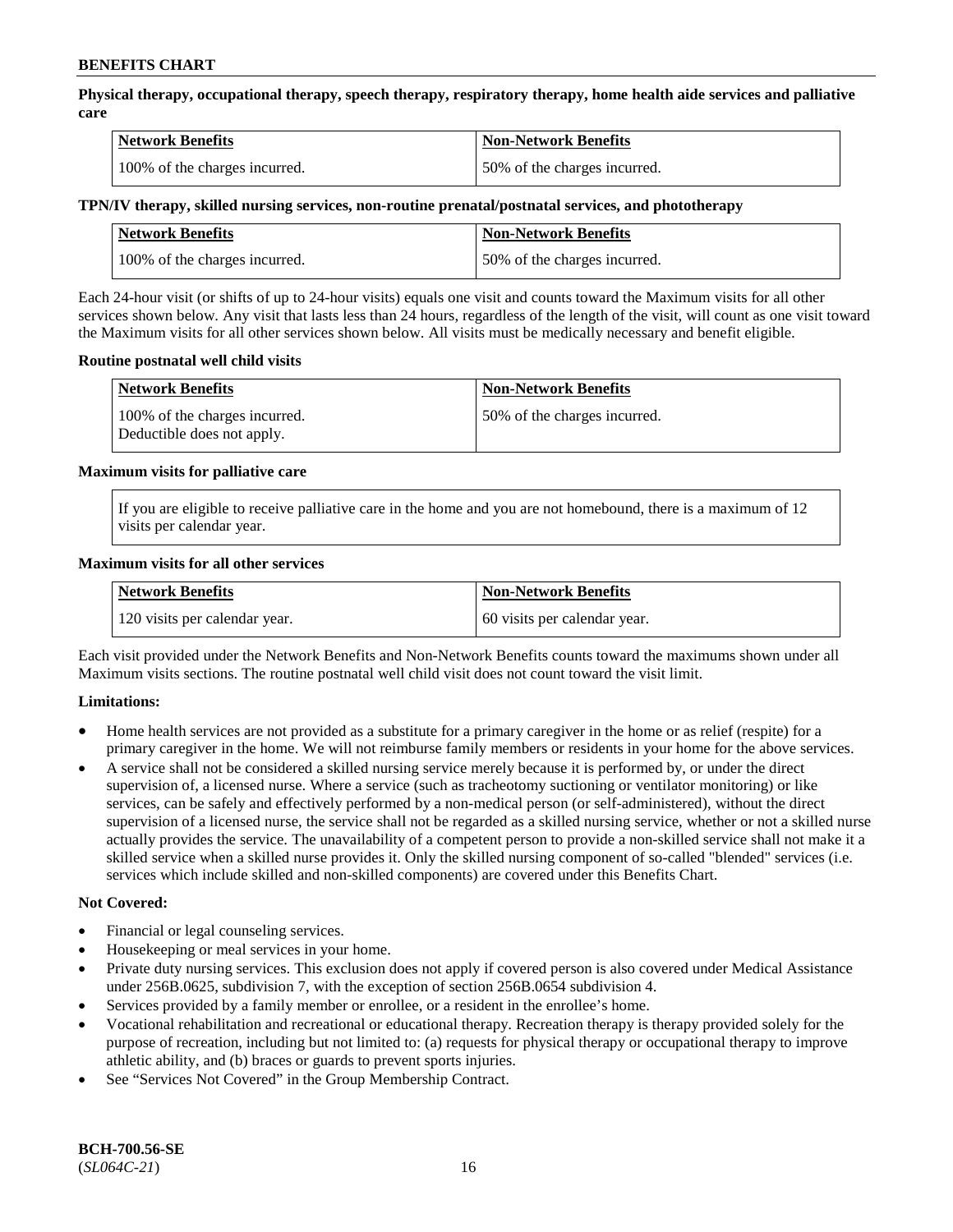**Physical therapy, occupational therapy, speech therapy, respiratory therapy, home health aide services and palliative care**

| Network Benefits | Non-Network Benefits |
| --- | --- |
| 100% of the charges incurred. | 50% of the charges incurred. |

**TPN/IV therapy, skilled nursing services, non-routine prenatal/postnatal services, and phototherapy**

| Network Benefits | Non-Network Benefits |
| --- | --- |
| 100% of the charges incurred. | 50% of the charges incurred. |

Each 24-hour visit (or shifts of up to 24-hour visits) equals one visit and counts toward the Maximum visits for all other services shown below. Any visit that lasts less than 24 hours, regardless of the length of the visit, will count as one visit toward the Maximum visits for all other services shown below. All visits must be medically necessary and benefit eligible.

**Routine postnatal well child visits**

| Network Benefits | Non-Network Benefits |
| --- | --- |
| 100% of the charges incurred. Deductible does not apply. | 50% of the charges incurred. |

**Maximum visits for palliative care**

If you are eligible to receive palliative care in the home and you are not homebound, there is a maximum of 12 visits per calendar year.

**Maximum visits for all other services**

| Network Benefits | Non-Network Benefits |
| --- | --- |
| 120 visits per calendar year. | 60 visits per calendar year. |

Each visit provided under the Network Benefits and Non-Network Benefits counts toward the maximums shown under all Maximum visits sections. The routine postnatal well child visit does not count toward the visit limit.

**Limitations:**

- Home health services are not provided as a substitute for a primary caregiver in the home or as relief (respite) for a primary caregiver in the home. We will not reimburse family members or residents in your home for the above services.
- A service shall not be considered a skilled nursing service merely because it is performed by, or under the direct supervision of, a licensed nurse. Where a service (such as tracheotomy suctioning or ventilator monitoring) or like services, can be safely and effectively performed by a non-medical person (or self-administered), without the direct supervision of a licensed nurse, the service shall not be regarded as a skilled nursing service, whether or not a skilled nurse actually provides the service. The unavailability of a competent person to provide a non-skilled service shall not make it a skilled service when a skilled nurse provides it. Only the skilled nursing component of so-called "blended" services (i.e. services which include skilled and non-skilled components) are covered under this Benefits Chart.

**Not Covered:**

- Financial or legal counseling services.
- Housekeeping or meal services in your home.
- Private duty nursing services. This exclusion does not apply if covered person is also covered under Medical Assistance under 256B.0625, subdivision 7, with the exception of section 256B.0654 subdivision 4.
- Services provided by a family member or enrollee, or a resident in the enrollee's home.
- Vocational rehabilitation and recreational or educational therapy. Recreation therapy is therapy provided solely for the purpose of recreation, including but not limited to: (a) requests for physical therapy or occupational therapy to improve athletic ability, and (b) braces or guards to prevent sports injuries.
- See "Services Not Covered" in the Group Membership Contract.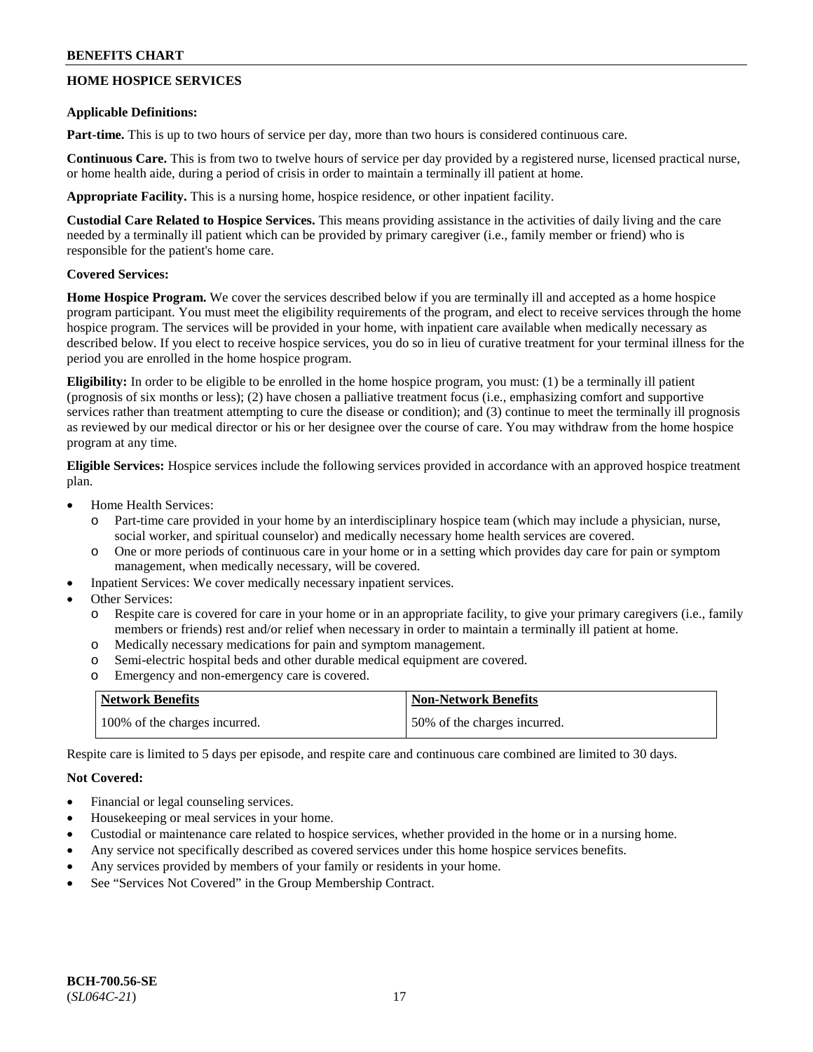## HOME HOSPICE SERVICES

**Applicable Definitions:**

**Part-time.** This is up to two hours of service per day, more than two hours is considered continuous care.

**Continuous Care.** This is from two to twelve hours of service per day provided by a registered nurse, licensed practical nurse, or home health aide, during a period of crisis in order to maintain a terminally ill patient at home.

**Appropriate Facility.** This is a nursing home, hospice residence, or other inpatient facility.

**Custodial Care Related to Hospice Services.** This means providing assistance in the activities of daily living and the care needed by a terminally ill patient which can be provided by primary caregiver (i.e., family member or friend) who is responsible for the patient's home care.

**Covered Services:**

**Home Hospice Program.** We cover the services described below if you are terminally ill and accepted as a home hospice program participant. You must meet the eligibility requirements of the program, and elect to receive services through the home hospice program. The services will be provided in your home, with inpatient care available when medically necessary as described below. If you elect to receive hospice services, you do so in lieu of curative treatment for your terminal illness for the period you are enrolled in the home hospice program.

**Eligibility:** In order to be eligible to be enrolled in the home hospice program, you must: (1) be a terminally ill patient (prognosis of six months or less); (2) have chosen a palliative treatment focus (i.e., emphasizing comfort and supportive services rather than treatment attempting to cure the disease or condition); and (3) continue to meet the terminally ill prognosis as reviewed by our medical director or his or her designee over the course of care. You may withdraw from the home hospice program at any time.

**Eligible Services:** Hospice services include the following services provided in accordance with an approved hospice treatment plan.

- Home Health Services:
  - Part-time care provided in your home by an interdisciplinary hospice team (which may include a physician, nurse, social worker, and spiritual counselor) and medically necessary home health services are covered.
  - One or more periods of continuous care in your home or in a setting which provides day care for pain or symptom management, when medically necessary, will be covered.
- Inpatient Services: We cover medically necessary inpatient services.
- Other Services:
  - Respite care is covered for care in your home or in an appropriate facility, to give your primary caregivers (i.e., family members or friends) rest and/or relief when necessary in order to maintain a terminally ill patient at home.
  - Medically necessary medications for pain and symptom management.
  - Semi-electric hospital beds and other durable medical equipment are covered.
  - Emergency and non-emergency care is covered.

| Network Benefits | Non-Network Benefits |
|---|---|
| 100% of the charges incurred. | 50% of the charges incurred. |

Respite care is limited to 5 days per episode, and respite care and continuous care combined are limited to 30 days.

**Not Covered:**

- Financial or legal counseling services.
- Housekeeping or meal services in your home.
- Custodial or maintenance care related to hospice services, whether provided in the home or in a nursing home.
- Any service not specifically described as covered services under this home hospice services benefits.
- Any services provided by members of your family or residents in your home.
- See "Services Not Covered" in the Group Membership Contract.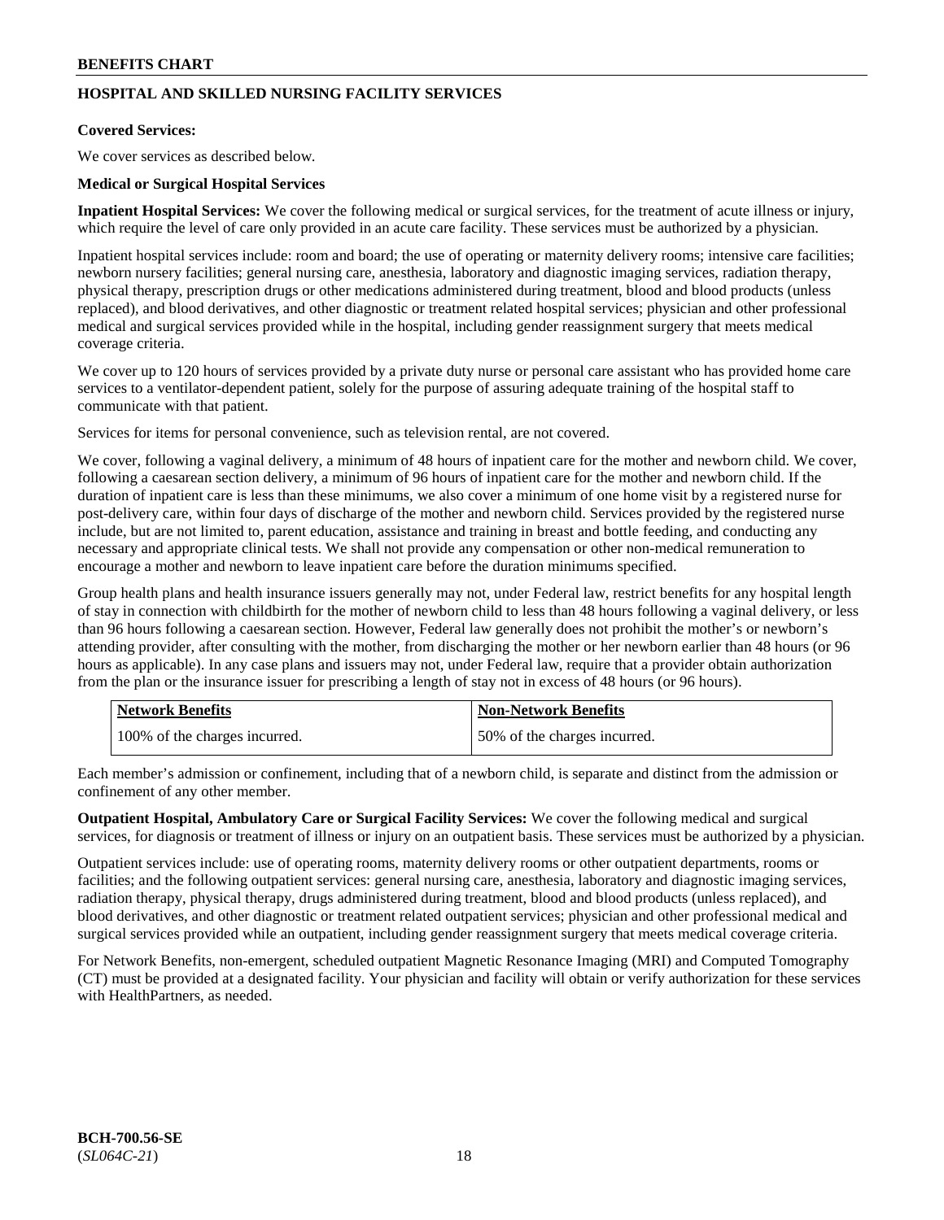## HOSPITAL AND SKILLED NURSING FACILITY SERVICES

**Covered Services:**

We cover services as described below.

**Medical or Surgical Hospital Services**

**Inpatient Hospital Services:** We cover the following medical or surgical services, for the treatment of acute illness or injury, which require the level of care only provided in an acute care facility. These services must be authorized by a physician.

Inpatient hospital services include: room and board; the use of operating or maternity delivery rooms; intensive care facilities; newborn nursery facilities; general nursing care, anesthesia, laboratory and diagnostic imaging services, radiation therapy, physical therapy, prescription drugs or other medications administered during treatment, blood and blood products (unless replaced), and blood derivatives, and other diagnostic or treatment related hospital services; physician and other professional medical and surgical services provided while in the hospital, including gender reassignment surgery that meets medical coverage criteria.

We cover up to 120 hours of services provided by a private duty nurse or personal care assistant who has provided home care services to a ventilator-dependent patient, solely for the purpose of assuring adequate training of the hospital staff to communicate with that patient.

Services for items for personal convenience, such as television rental, are not covered.

We cover, following a vaginal delivery, a minimum of 48 hours of inpatient care for the mother and newborn child. We cover, following a caesarean section delivery, a minimum of 96 hours of inpatient care for the mother and newborn child. If the duration of inpatient care is less than these minimums, we also cover a minimum of one home visit by a registered nurse for post-delivery care, within four days of discharge of the mother and newborn child. Services provided by the registered nurse include, but are not limited to, parent education, assistance and training in breast and bottle feeding, and conducting any necessary and appropriate clinical tests. We shall not provide any compensation or other non-medical remuneration to encourage a mother and newborn to leave inpatient care before the duration minimums specified.

Group health plans and health insurance issuers generally may not, under Federal law, restrict benefits for any hospital length of stay in connection with childbirth for the mother of newborn child to less than 48 hours following a vaginal delivery, or less than 96 hours following a caesarean section. However, Federal law generally does not prohibit the mother's or newborn's attending provider, after consulting with the mother, from discharging the mother or her newborn earlier than 48 hours (or 96 hours as applicable). In any case plans and issuers may not, under Federal law, require that a provider obtain authorization from the plan or the insurance issuer for prescribing a length of stay not in excess of 48 hours (or 96 hours).

| Network Benefits | Non-Network Benefits |
|---|---|
| 100% of the charges incurred. | 50% of the charges incurred. |

Each member's admission or confinement, including that of a newborn child, is separate and distinct from the admission or confinement of any other member.

**Outpatient Hospital, Ambulatory Care or Surgical Facility Services:** We cover the following medical and surgical services, for diagnosis or treatment of illness or injury on an outpatient basis. These services must be authorized by a physician.

Outpatient services include: use of operating rooms, maternity delivery rooms or other outpatient departments, rooms or facilities; and the following outpatient services: general nursing care, anesthesia, laboratory and diagnostic imaging services, radiation therapy, physical therapy, drugs administered during treatment, blood and blood products (unless replaced), and blood derivatives, and other diagnostic or treatment related outpatient services; physician and other professional medical and surgical services provided while an outpatient, including gender reassignment surgery that meets medical coverage criteria.

For Network Benefits, non-emergent, scheduled outpatient Magnetic Resonance Imaging (MRI) and Computed Tomography (CT) must be provided at a designated facility. Your physician and facility will obtain or verify authorization for these services with HealthPartners, as needed.

BCH-700.56-SE
(*SL064C-21*)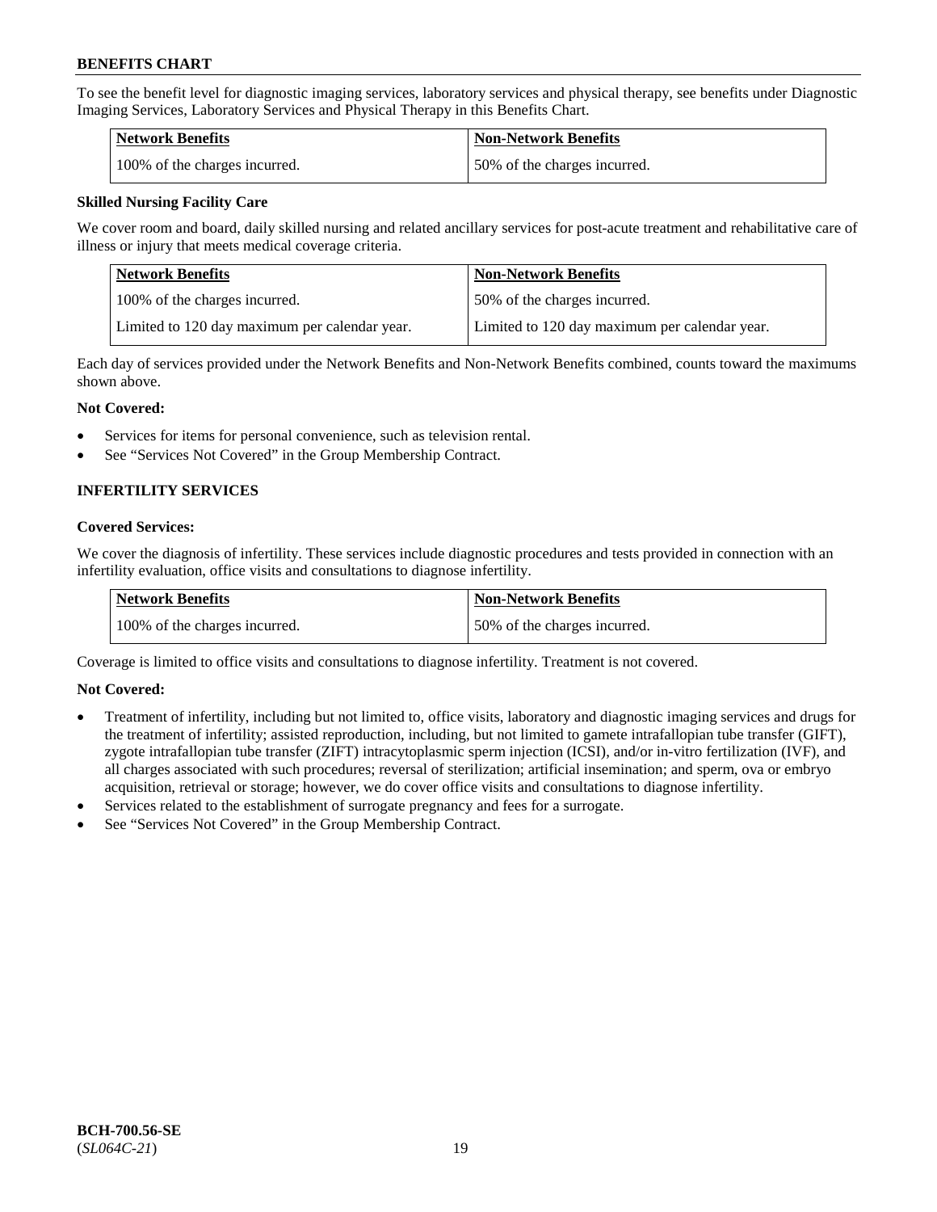To see the benefit level for diagnostic imaging services, laboratory services and physical therapy, see benefits under Diagnostic Imaging Services, Laboratory Services and Physical Therapy in this Benefits Chart.

| Network Benefits | Non-Network Benefits |
|---|---|
| 100% of the charges incurred. | 50% of the charges incurred. |

**Skilled Nursing Facility Care**

We cover room and board, daily skilled nursing and related ancillary services for post-acute treatment and rehabilitative care of illness or injury that meets medical coverage criteria.

| Network Benefits | Non-Network Benefits |
|---|---|
| 100% of the charges incurred. | 50% of the charges incurred. |
| Limited to 120 day maximum per calendar year. | Limited to 120 day maximum per calendar year. |

Each day of services provided under the Network Benefits and Non-Network Benefits combined, counts toward the maximums shown above.

**Not Covered:**

- Services for items for personal convenience, such as television rental.
- See "Services Not Covered" in the Group Membership Contract.

## INFERTILITY SERVICES

**Covered Services:**

We cover the diagnosis of infertility. These services include diagnostic procedures and tests provided in connection with an infertility evaluation, office visits and consultations to diagnose infertility.

| Network Benefits | Non-Network Benefits |
|---|---|
| 100% of the charges incurred. | 50% of the charges incurred. |

Coverage is limited to office visits and consultations to diagnose infertility. Treatment is not covered.

**Not Covered:**

- Treatment of infertility, including but not limited to, office visits, laboratory and diagnostic imaging services and drugs for the treatment of infertility; assisted reproduction, including, but not limited to gamete intrafallopian tube transfer (GIFT), zygote intrafallopian tube transfer (ZIFT) intracytoplasmic sperm injection (ICSI), and/or in-vitro fertilization (IVF), and all charges associated with such procedures; reversal of sterilization; artificial insemination; and sperm, ova or embryo acquisition, retrieval or storage; however, we do cover office visits and consultations to diagnose infertility.
- Services related to the establishment of surrogate pregnancy and fees for a surrogate.
- See "Services Not Covered" in the Group Membership Contract.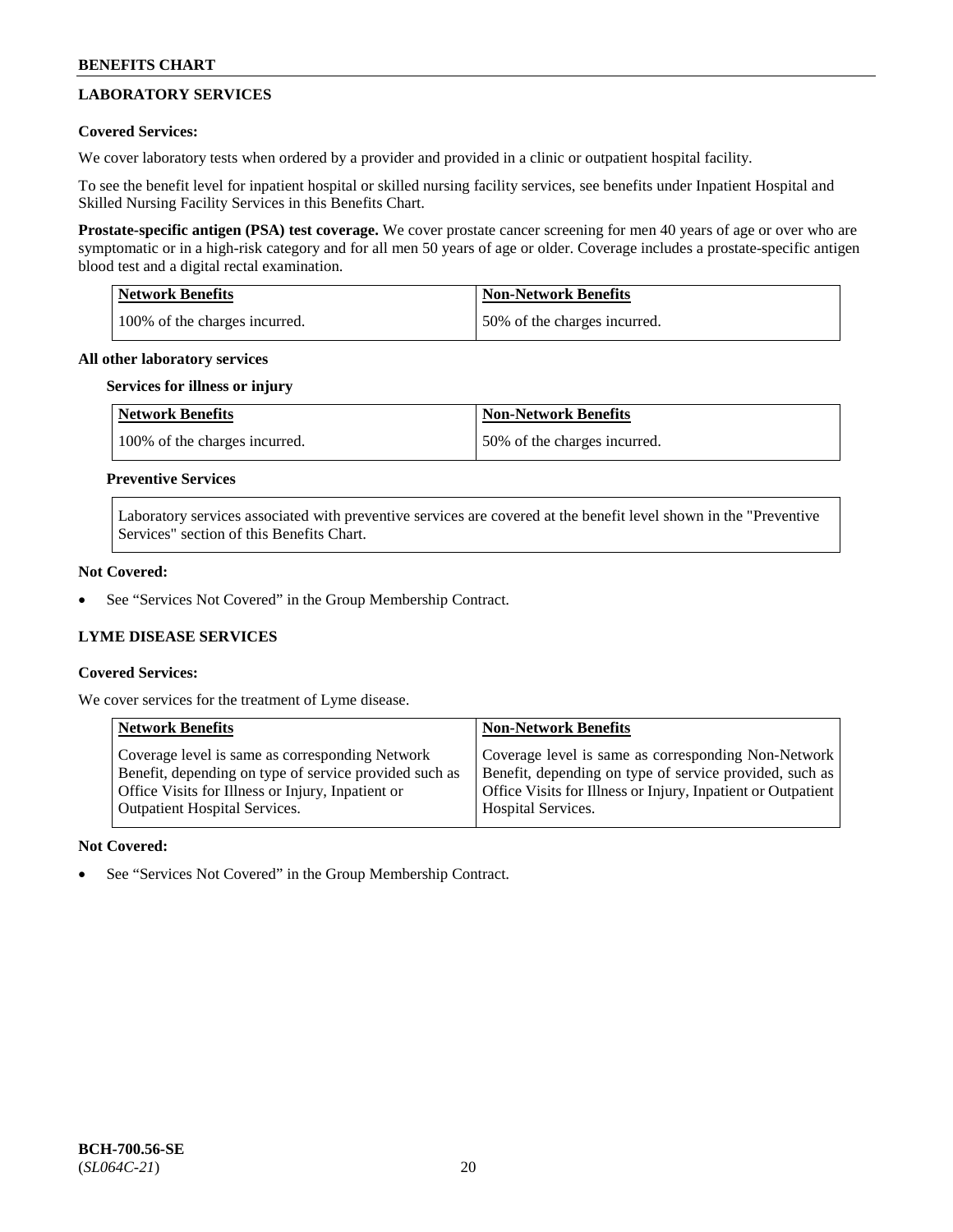## LABORATORY SERVICES

**Covered Services:**

We cover laboratory tests when ordered by a provider and provided in a clinic or outpatient hospital facility.

To see the benefit level for inpatient hospital or skilled nursing facility services, see benefits under Inpatient Hospital and Skilled Nursing Facility Services in this Benefits Chart.

**Prostate-specific antigen (PSA) test coverage.** We cover prostate cancer screening for men 40 years of age or over who are symptomatic or in a high-risk category and for all men 50 years of age or older. Coverage includes a prostate-specific antigen blood test and a digital rectal examination.

| Network Benefits | Non-Network Benefits |
|---|---|
| 100% of the charges incurred. | 50% of the charges incurred. |

**All other laboratory services**

**Services for illness or injury**

| Network Benefits | Non-Network Benefits |
|---|---|
| 100% of the charges incurred. | 50% of the charges incurred. |

**Preventive Services**

| Laboratory services associated with preventive services are covered at the benefit level shown in the "Preventive Services" section of this Benefits Chart. |
|---|

**Not Covered:**

- See "Services Not Covered" in the Group Membership Contract.

## LYME DISEASE SERVICES

**Covered Services:**

We cover services for the treatment of Lyme disease.

| Network Benefits | Non-Network Benefits |
|---|---|
| Coverage level is same as corresponding Network Benefit, depending on type of service provided such as Office Visits for Illness or Injury, Inpatient or Outpatient Hospital Services. | Coverage level is same as corresponding Non-Network Benefit, depending on type of service provided, such as Office Visits for Illness or Injury, Inpatient or Outpatient Hospital Services. |

**Not Covered:**

- See "Services Not Covered" in the Group Membership Contract.

BCH-700.56-SE
(*SL064C-21*)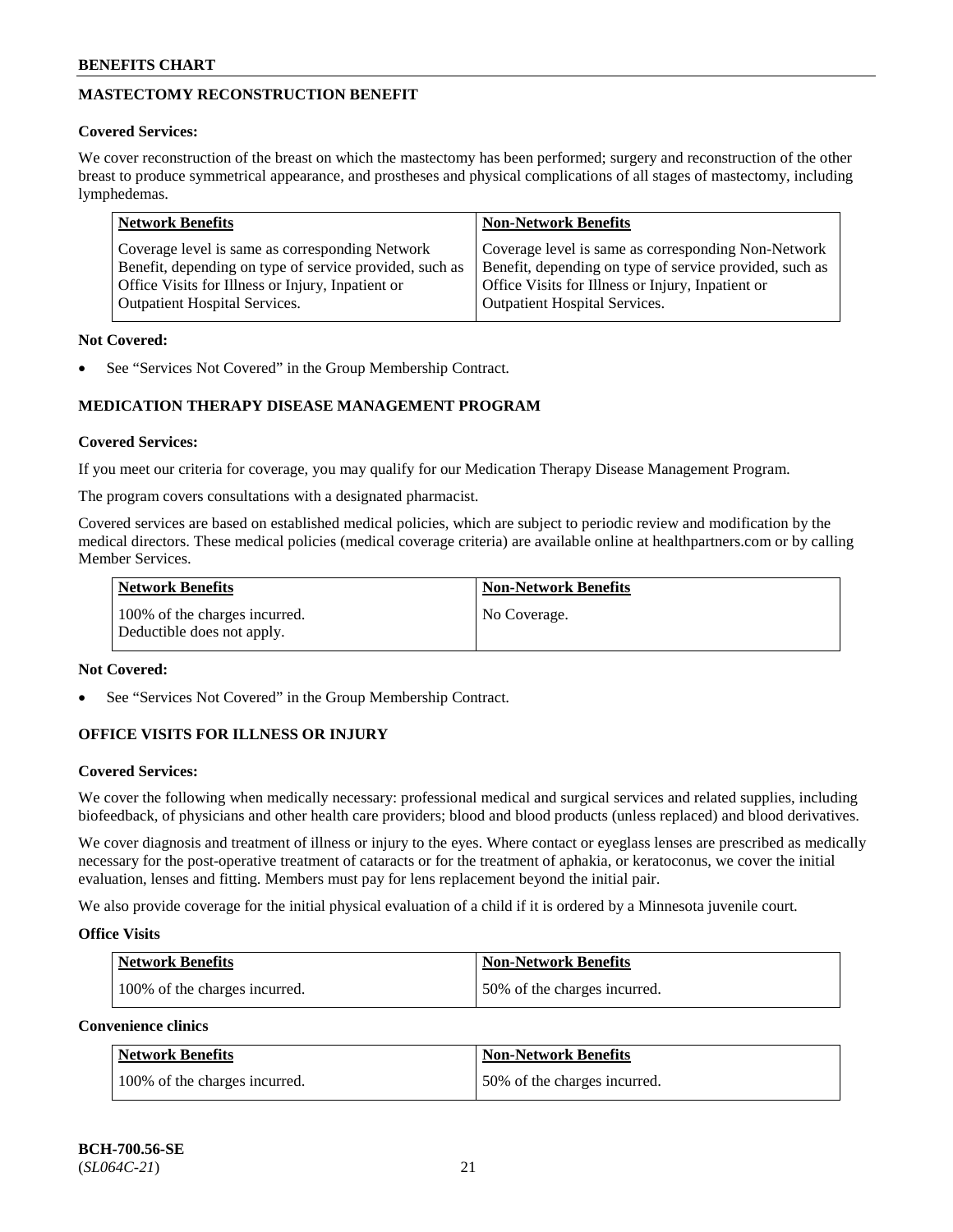## MASTECTOMY RECONSTRUCTION BENEFIT

**Covered Services:**

We cover reconstruction of the breast on which the mastectomy has been performed; surgery and reconstruction of the other breast to produce symmetrical appearance, and prostheses and physical complications of all stages of mastectomy, including lymphedemas.

| Network Benefits | Non-Network Benefits |
|---|---|
| Coverage level is same as corresponding Network Benefit, depending on type of service provided, such as Office Visits for Illness or Injury, Inpatient or Outpatient Hospital Services. | Coverage level is same as corresponding Non-Network Benefit, depending on type of service provided, such as Office Visits for Illness or Injury, Inpatient or Outpatient Hospital Services. |

**Not Covered:**

- See "Services Not Covered" in the Group Membership Contract.

## MEDICATION THERAPY DISEASE MANAGEMENT PROGRAM

**Covered Services:**

If you meet our criteria for coverage, you may qualify for our Medication Therapy Disease Management Program.

The program covers consultations with a designated pharmacist.

Covered services are based on established medical policies, which are subject to periodic review and modification by the medical directors. These medical policies (medical coverage criteria) are available online at healthpartners.com or by calling Member Services.

| Network Benefits | Non-Network Benefits |
|---|---|
| 100% of the charges incurred. Deductible does not apply. | No Coverage. |

**Not Covered:**

- See "Services Not Covered" in the Group Membership Contract.

## OFFICE VISITS FOR ILLNESS OR INJURY

**Covered Services:**

We cover the following when medically necessary: professional medical and surgical services and related supplies, including biofeedback, of physicians and other health care providers; blood and blood products (unless replaced) and blood derivatives.

We cover diagnosis and treatment of illness or injury to the eyes. Where contact or eyeglass lenses are prescribed as medically necessary for the post-operative treatment of cataracts or for the treatment of aphakia, or keratoconus, we cover the initial evaluation, lenses and fitting. Members must pay for lens replacement beyond the initial pair.

We also provide coverage for the initial physical evaluation of a child if it is ordered by a Minnesota juvenile court.

**Office Visits**

| Network Benefits | Non-Network Benefits |
|---|---|
| 100% of the charges incurred. | 50% of the charges incurred. |

**Convenience clinics**

| Network Benefits | Non-Network Benefits |
|---|---|
| 100% of the charges incurred. | 50% of the charges incurred. |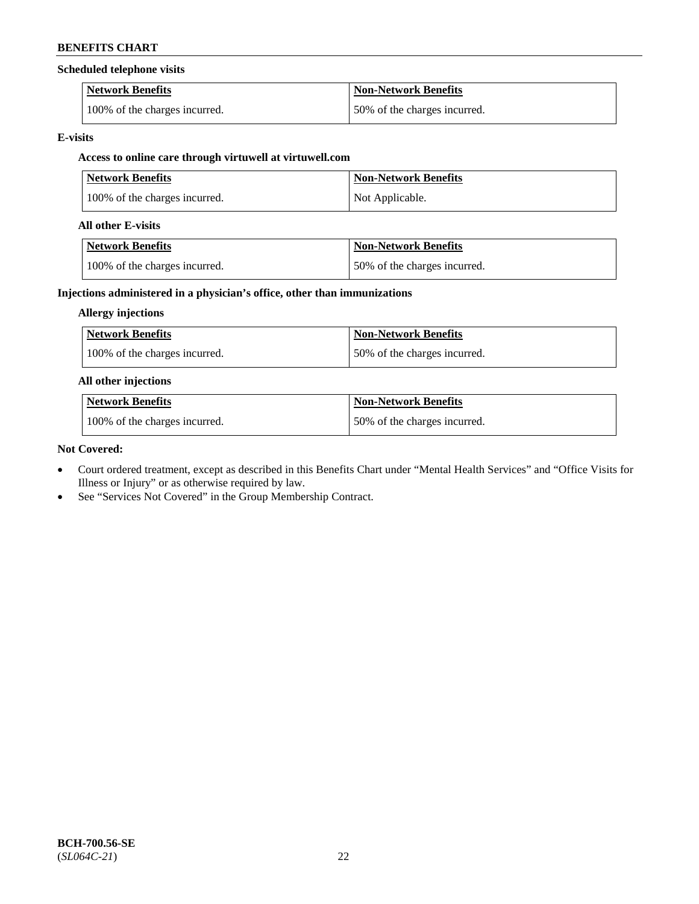**Scheduled telephone visits**

| Network Benefits | Non-Network Benefits |
|---|---|
| 100% of the charges incurred. | 50% of the charges incurred. |

**E-visits**

**Access to online care through virtuwell at virtuwell.com**

| Network Benefits | Non-Network Benefits |
|---|---|
| 100% of the charges incurred. | Not Applicable. |

**All other E-visits**

| Network Benefits | Non-Network Benefits |
|---|---|
| 100% of the charges incurred. | 50% of the charges incurred. |

**Injections administered in a physician's office, other than immunizations**

**Allergy injections**

| Network Benefits | Non-Network Benefits |
|---|---|
| 100% of the charges incurred. | 50% of the charges incurred. |

**All other injections**

| Network Benefits | Non-Network Benefits |
|---|---|
| 100% of the charges incurred. | 50% of the charges incurred. |

**Not Covered:**

- Court ordered treatment, except as described in this Benefits Chart under "Mental Health Services" and "Office Visits for Illness or Injury" or as otherwise required by law.
- See "Services Not Covered" in the Group Membership Contract.

**BCH-700.56-SE**
(*SL064C-21*)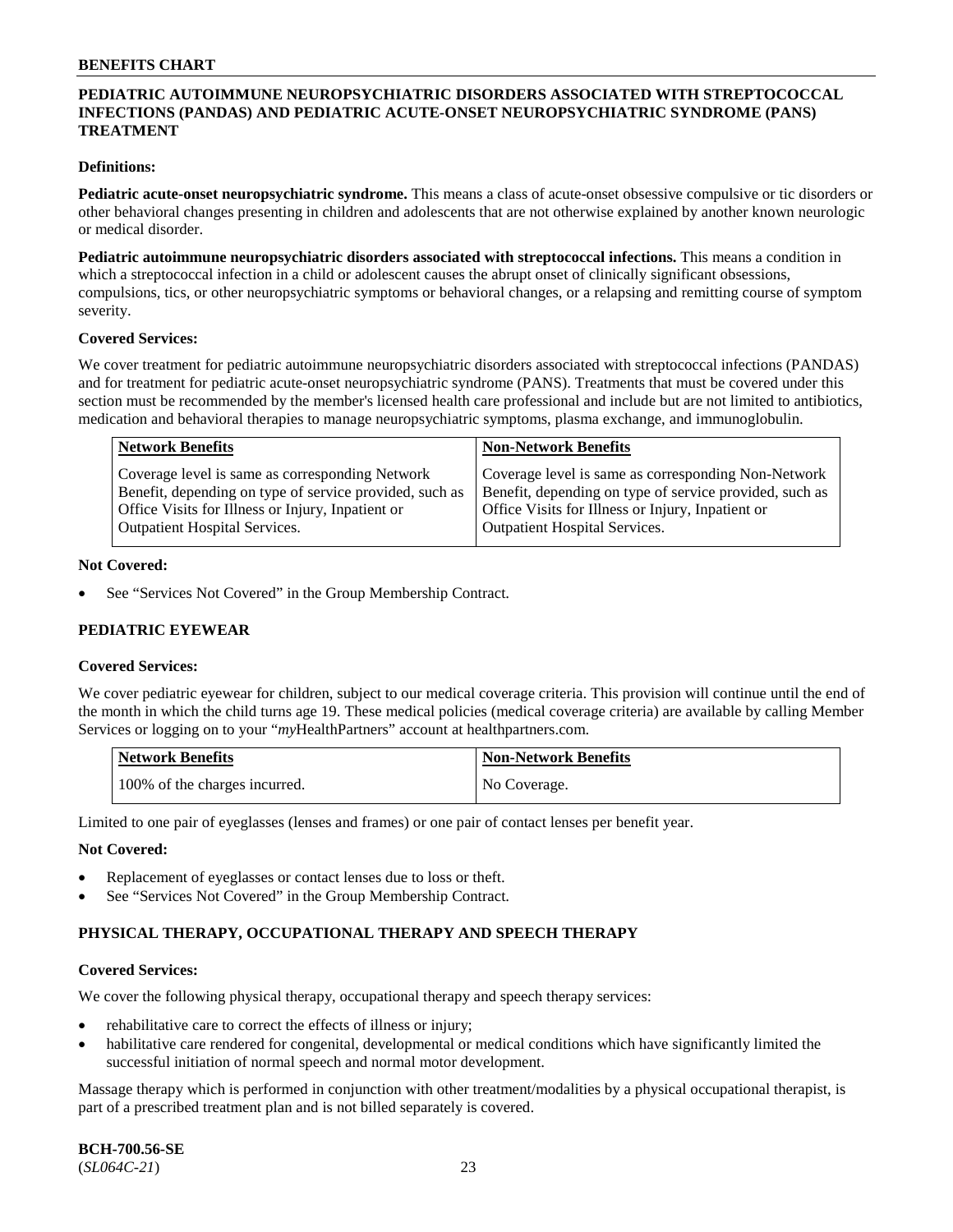## PEDIATRIC AUTOIMMUNE NEUROPSYCHIATRIC DISORDERS ASSOCIATED WITH STREPTOCOCCAL INFECTIONS (PANDAS) AND PEDIATRIC ACUTE-ONSET NEUROPSYCHIATRIC SYNDROME (PANS) TREATMENT

**Definitions:**

**Pediatric acute-onset neuropsychiatric syndrome.** This means a class of acute-onset obsessive compulsive or tic disorders or other behavioral changes presenting in children and adolescents that are not otherwise explained by another known neurologic or medical disorder.

**Pediatric autoimmune neuropsychiatric disorders associated with streptococcal infections.** This means a condition in which a streptococcal infection in a child or adolescent causes the abrupt onset of clinically significant obsessions, compulsions, tics, or other neuropsychiatric symptoms or behavioral changes, or a relapsing and remitting course of symptom severity.

**Covered Services:**

We cover treatment for pediatric autoimmune neuropsychiatric disorders associated with streptococcal infections (PANDAS) and for treatment for pediatric acute-onset neuropsychiatric syndrome (PANS). Treatments that must be covered under this section must be recommended by the member's licensed health care professional and include but are not limited to antibiotics, medication and behavioral therapies to manage neuropsychiatric symptoms, plasma exchange, and immunoglobulin.

| Network Benefits | Non-Network Benefits |
|---|---|
| Coverage level is same as corresponding Network Benefit, depending on type of service provided, such as Office Visits for Illness or Injury, Inpatient or Outpatient Hospital Services. | Coverage level is same as corresponding Non-Network Benefit, depending on type of service provided, such as Office Visits for Illness or Injury, Inpatient or Outpatient Hospital Services. |

**Not Covered:**

- See "Services Not Covered" in the Group Membership Contract.

## PEDIATRIC EYEWEAR

**Covered Services:**

We cover pediatric eyewear for children, subject to our medical coverage criteria. This provision will continue until the end of the month in which the child turns age 19. These medical policies (medical coverage criteria) are available by calling Member Services or logging on to your "*my*HealthPartners" account at healthpartners.com.

| Network Benefits | Non-Network Benefits |
|---|---|
| 100% of the charges incurred. | No Coverage. |

Limited to one pair of eyeglasses (lenses and frames) or one pair of contact lenses per benefit year.

**Not Covered:**

- Replacement of eyeglasses or contact lenses due to loss or theft.
- See "Services Not Covered" in the Group Membership Contract.

## PHYSICAL THERAPY, OCCUPATIONAL THERAPY AND SPEECH THERAPY

**Covered Services:**

We cover the following physical therapy, occupational therapy and speech therapy services:

- rehabilitative care to correct the effects of illness or injury;
- habilitative care rendered for congenital, developmental or medical conditions which have significantly limited the successful initiation of normal speech and normal motor development.

Massage therapy which is performed in conjunction with other treatment/modalities by a physical occupational therapist, is part of a prescribed treatment plan and is not billed separately is covered.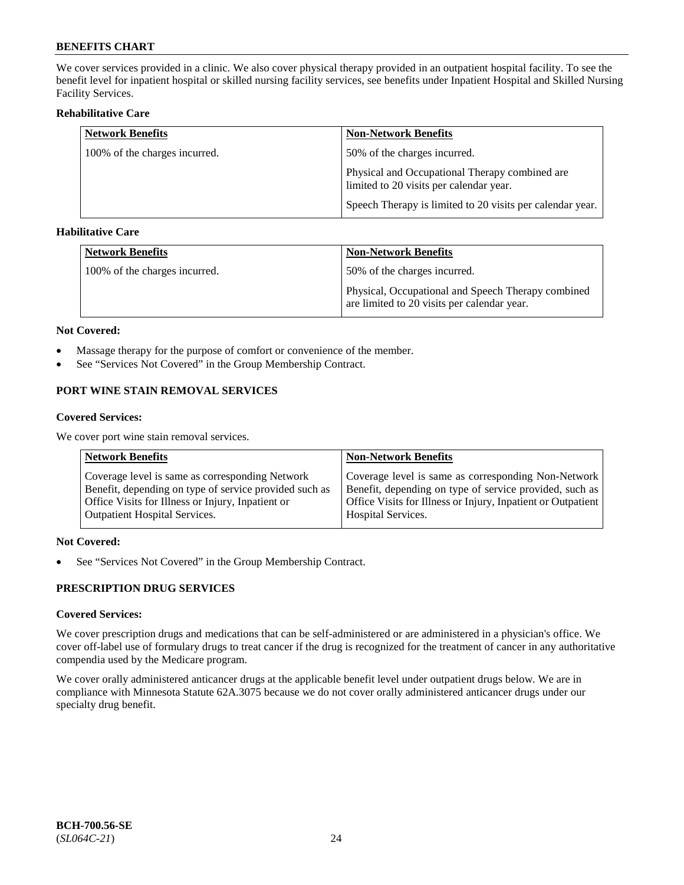We cover services provided in a clinic. We also cover physical therapy provided in an outpatient hospital facility. To see the benefit level for inpatient hospital or skilled nursing facility services, see benefits under Inpatient Hospital and Skilled Nursing Facility Services.

**Rehabilitative Care**

| Network Benefits | Non-Network Benefits |
|---|---|
| 100% of the charges incurred. | 50% of the charges incurred.<br><br>Physical and Occupational Therapy combined are limited to 20 visits per calendar year.<br><br>Speech Therapy is limited to 20 visits per calendar year. |

**Habilitative Care**

| Network Benefits | Non-Network Benefits |
|---|---|
| 100% of the charges incurred. | 50% of the charges incurred.<br><br>Physical, Occupational and Speech Therapy combined are limited to 20 visits per calendar year. |

**Not Covered:**

- Massage therapy for the purpose of comfort or convenience of the member.
- See "Services Not Covered" in the Group Membership Contract.

## PORT WINE STAIN REMOVAL SERVICES

**Covered Services:**

We cover port wine stain removal services.

| Network Benefits | Non-Network Benefits |
|---|---|
| Coverage level is same as corresponding Network Benefit, depending on type of service provided such as Office Visits for Illness or Injury, Inpatient or Outpatient Hospital Services. | Coverage level is same as corresponding Non-Network Benefit, depending on type of service provided, such as Office Visits for Illness or Injury, Inpatient or Outpatient Hospital Services. |

**Not Covered:**

- See "Services Not Covered" in the Group Membership Contract.

## PRESCRIPTION DRUG SERVICES

**Covered Services:**

We cover prescription drugs and medications that can be self-administered or are administered in a physician's office. We cover off-label use of formulary drugs to treat cancer if the drug is recognized for the treatment of cancer in any authoritative compendia used by the Medicare program.

We cover orally administered anticancer drugs at the applicable benefit level under outpatient drugs below. We are in compliance with Minnesota Statute 62A.3075 because we do not cover orally administered anticancer drugs under our specialty drug benefit.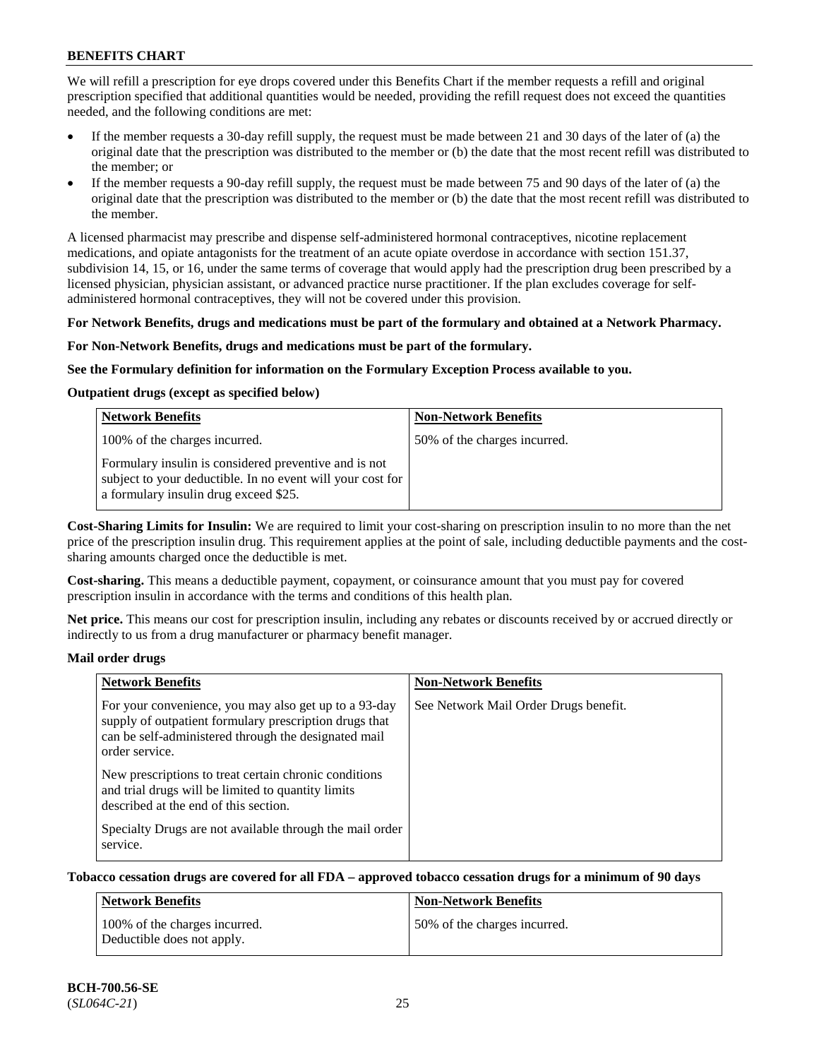We will refill a prescription for eye drops covered under this Benefits Chart if the member requests a refill and original prescription specified that additional quantities would be needed, providing the refill request does not exceed the quantities needed, and the following conditions are met:

- If the member requests a 30-day refill supply, the request must be made between 21 and 30 days of the later of (a) the original date that the prescription was distributed to the member or (b) the date that the most recent refill was distributed to the member; or
- If the member requests a 90-day refill supply, the request must be made between 75 and 90 days of the later of (a) the original date that the prescription was distributed to the member or (b) the date that the most recent refill was distributed to the member.

A licensed pharmacist may prescribe and dispense self-administered hormonal contraceptives, nicotine replacement medications, and opiate antagonists for the treatment of an acute opiate overdose in accordance with section 151.37, subdivision 14, 15, or 16, under the same terms of coverage that would apply had the prescription drug been prescribed by a licensed physician, physician assistant, or advanced practice nurse practitioner. If the plan excludes coverage for self-administered hormonal contraceptives, they will not be covered under this provision.

**For Network Benefits, drugs and medications must be part of the formulary and obtained at a Network Pharmacy.**

**For Non-Network Benefits, drugs and medications must be part of the formulary.**

**See the Formulary definition for information on the Formulary Exception Process available to you.**

**Outpatient drugs (except as specified below)**

| Network Benefits | Non-Network Benefits |
|---|---|
| 100% of the charges incurred.<br><br>Formulary insulin is considered preventive and is not subject to your deductible. In no event will your cost for a formulary insulin drug exceed $25. | 50% of the charges incurred. |

**Cost-Sharing Limits for Insulin:** We are required to limit your cost-sharing on prescription insulin to no more than the net price of the prescription insulin drug. This requirement applies at the point of sale, including deductible payments and the cost-sharing amounts charged once the deductible is met.

**Cost-sharing.** This means a deductible payment, copayment, or coinsurance amount that you must pay for covered prescription insulin in accordance with the terms and conditions of this health plan.

**Net price.** This means our cost for prescription insulin, including any rebates or discounts received by or accrued directly or indirectly to us from a drug manufacturer or pharmacy benefit manager.

**Mail order drugs**

| Network Benefits | Non-Network Benefits |
|---|---|
| For your convenience, you may also get up to a 93-day supply of outpatient formulary prescription drugs that can be self-administered through the designated mail order service.<br><br>New prescriptions to treat certain chronic conditions and trial drugs will be limited to quantity limits described at the end of this section.<br><br>Specialty Drugs are not available through the mail order service. | See Network Mail Order Drugs benefit. |

**Tobacco cessation drugs are covered for all FDA – approved tobacco cessation drugs for a minimum of 90 days**

| Network Benefits | Non-Network Benefits |
|---|---|
| 100% of the charges incurred.<br>Deductible does not apply. | 50% of the charges incurred. |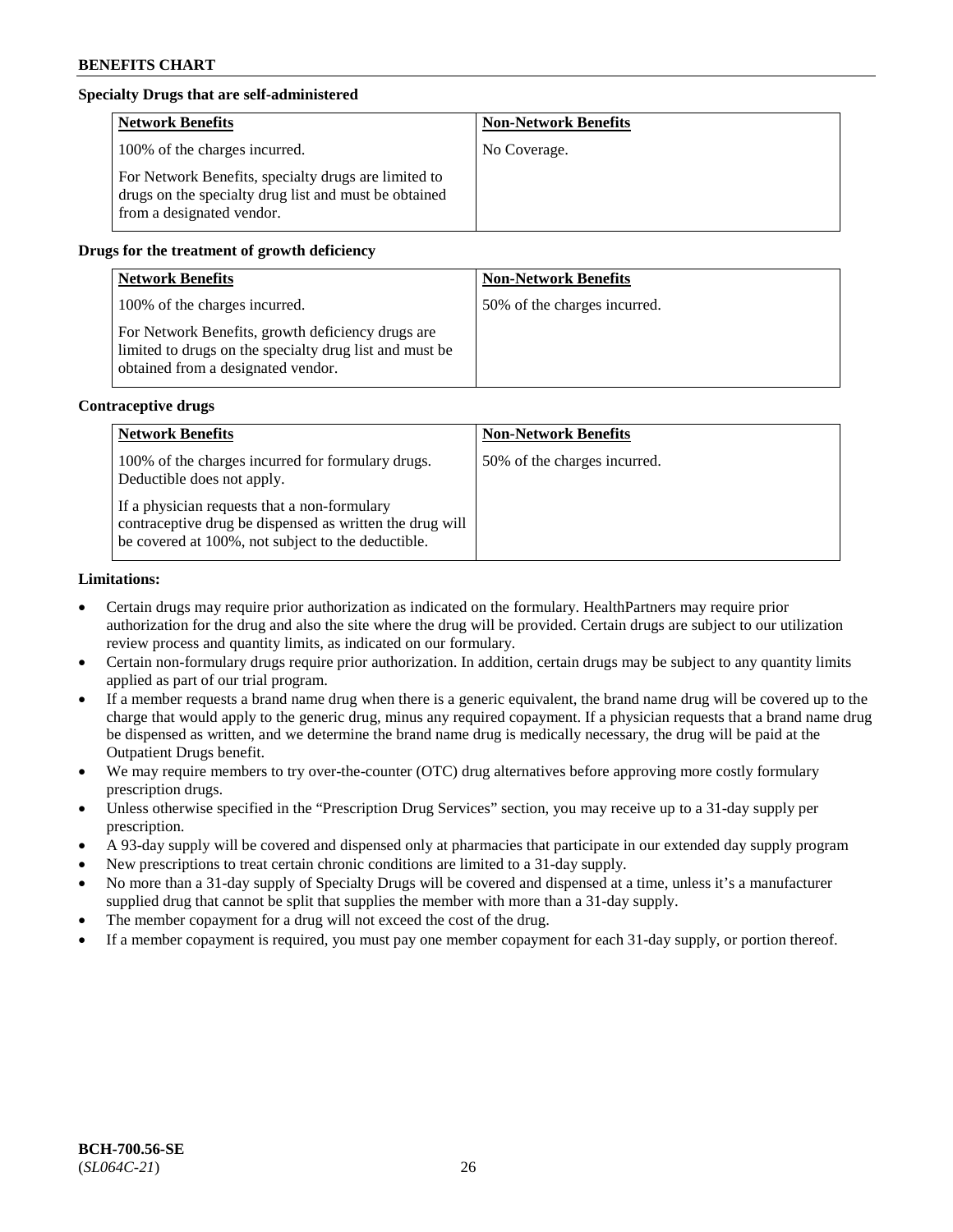**Specialty Drugs that are self-administered**

| Network Benefits | Non-Network Benefits |
|---|---|
| 100% of the charges incurred.<br><br>For Network Benefits, specialty drugs are limited to drugs on the specialty drug list and must be obtained from a designated vendor. | No Coverage. |

**Drugs for the treatment of growth deficiency**

| Network Benefits | Non-Network Benefits |
|---|---|
| 100% of the charges incurred.<br><br>For Network Benefits, growth deficiency drugs are limited to drugs on the specialty drug list and must be obtained from a designated vendor. | 50% of the charges incurred. |

**Contraceptive drugs**

| Network Benefits | Non-Network Benefits |
|---|---|
| 100% of the charges incurred for formulary drugs. Deductible does not apply.<br><br>If a physician requests that a non-formulary contraceptive drug be dispensed as written the drug will be covered at 100%, not subject to the deductible. | 50% of the charges incurred. |

**Limitations:**

- Certain drugs may require prior authorization as indicated on the formulary. HealthPartners may require prior authorization for the drug and also the site where the drug will be provided. Certain drugs are subject to our utilization review process and quantity limits, as indicated on our formulary.
- Certain non-formulary drugs require prior authorization. In addition, certain drugs may be subject to any quantity limits applied as part of our trial program.
- If a member requests a brand name drug when there is a generic equivalent, the brand name drug will be covered up to the charge that would apply to the generic drug, minus any required copayment. If a physician requests that a brand name drug be dispensed as written, and we determine the brand name drug is medically necessary, the drug will be paid at the Outpatient Drugs benefit.
- We may require members to try over-the-counter (OTC) drug alternatives before approving more costly formulary prescription drugs.
- Unless otherwise specified in the "Prescription Drug Services" section, you may receive up to a 31-day supply per prescription.
- A 93-day supply will be covered and dispensed only at pharmacies that participate in our extended day supply program
- New prescriptions to treat certain chronic conditions are limited to a 31-day supply.
- No more than a 31-day supply of Specialty Drugs will be covered and dispensed at a time, unless it's a manufacturer supplied drug that cannot be split that supplies the member with more than a 31-day supply.
- The member copayment for a drug will not exceed the cost of the drug.
- If a member copayment is required, you must pay one member copayment for each 31-day supply, or portion thereof.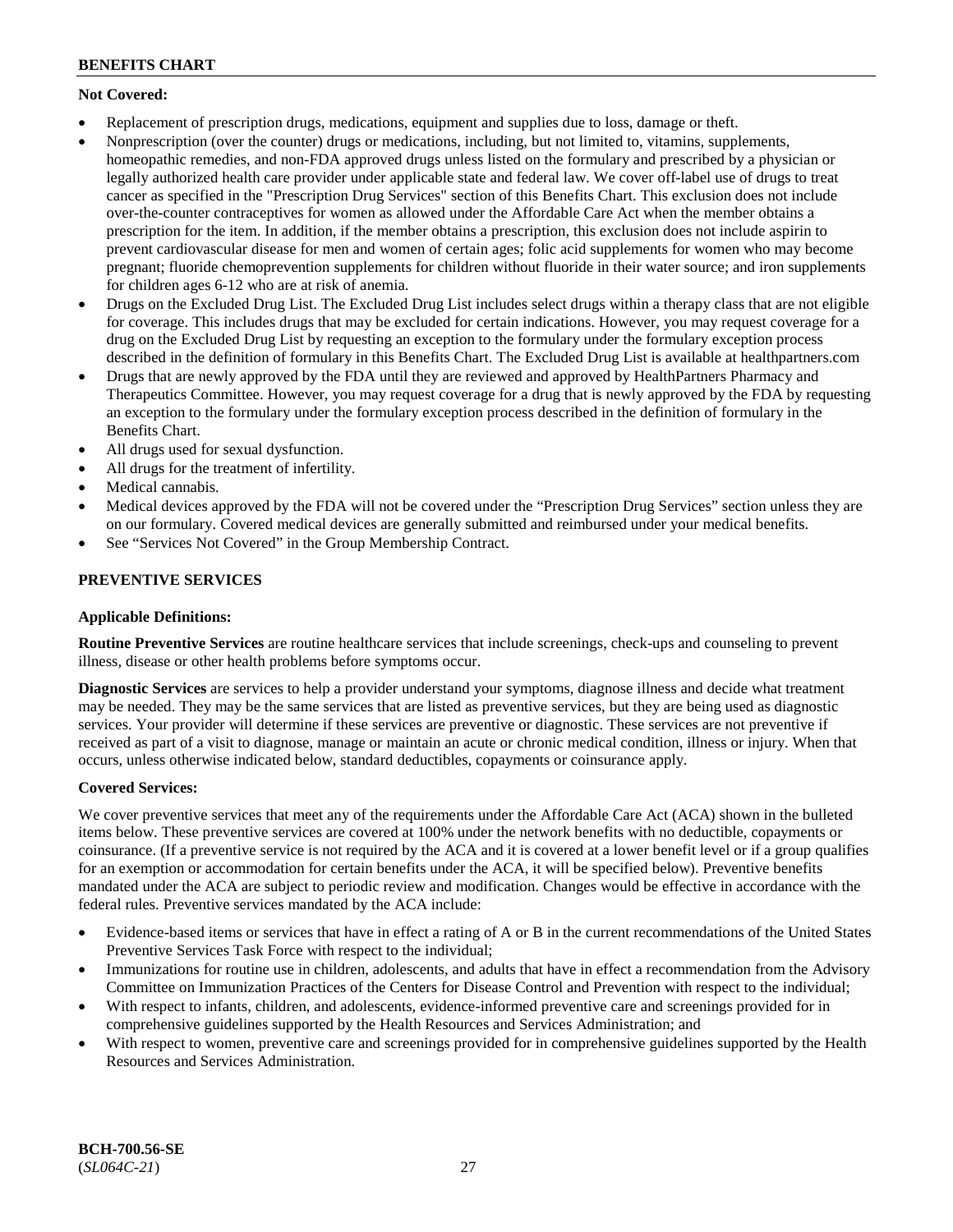**Not Covered:**

- Replacement of prescription drugs, medications, equipment and supplies due to loss, damage or theft.
- Nonprescription (over the counter) drugs or medications, including, but not limited to, vitamins, supplements, homeopathic remedies, and non-FDA approved drugs unless listed on the formulary and prescribed by a physician or legally authorized health care provider under applicable state and federal law. We cover off-label use of drugs to treat cancer as specified in the "Prescription Drug Services" section of this Benefits Chart. This exclusion does not include over-the-counter contraceptives for women as allowed under the Affordable Care Act when the member obtains a prescription for the item. In addition, if the member obtains a prescription, this exclusion does not include aspirin to prevent cardiovascular disease for men and women of certain ages; folic acid supplements for women who may become pregnant; fluoride chemoprevention supplements for children without fluoride in their water source; and iron supplements for children ages 6-12 who are at risk of anemia.
- Drugs on the Excluded Drug List. The Excluded Drug List includes select drugs within a therapy class that are not eligible for coverage. This includes drugs that may be excluded for certain indications. However, you may request coverage for a drug on the Excluded Drug List by requesting an exception to the formulary under the formulary exception process described in the definition of formulary in this Benefits Chart. The Excluded Drug List is available at healthpartners.com
- Drugs that are newly approved by the FDA until they are reviewed and approved by HealthPartners Pharmacy and Therapeutics Committee. However, you may request coverage for a drug that is newly approved by the FDA by requesting an exception to the formulary under the formulary exception process described in the definition of formulary in the Benefits Chart.
- All drugs used for sexual dysfunction.
- All drugs for the treatment of infertility.
- Medical cannabis.
- Medical devices approved by the FDA will not be covered under the "Prescription Drug Services" section unless they are on our formulary. Covered medical devices are generally submitted and reimbursed under your medical benefits.
- See "Services Not Covered" in the Group Membership Contract.

## PREVENTIVE SERVICES

**Applicable Definitions:**

**Routine Preventive Services** are routine healthcare services that include screenings, check-ups and counseling to prevent illness, disease or other health problems before symptoms occur.

**Diagnostic Services** are services to help a provider understand your symptoms, diagnose illness and decide what treatment may be needed. They may be the same services that are listed as preventive services, but they are being used as diagnostic services. Your provider will determine if these services are preventive or diagnostic. These services are not preventive if received as part of a visit to diagnose, manage or maintain an acute or chronic medical condition, illness or injury. When that occurs, unless otherwise indicated below, standard deductibles, copayments or coinsurance apply.

**Covered Services:**

We cover preventive services that meet any of the requirements under the Affordable Care Act (ACA) shown in the bulleted items below. These preventive services are covered at 100% under the network benefits with no deductible, copayments or coinsurance. (If a preventive service is not required by the ACA and it is covered at a lower benefit level or if a group qualifies for an exemption or accommodation for certain benefits under the ACA, it will be specified below). Preventive benefits mandated under the ACA are subject to periodic review and modification. Changes would be effective in accordance with the federal rules. Preventive services mandated by the ACA include:

- Evidence-based items or services that have in effect a rating of A or B in the current recommendations of the United States Preventive Services Task Force with respect to the individual;
- Immunizations for routine use in children, adolescents, and adults that have in effect a recommendation from the Advisory Committee on Immunization Practices of the Centers for Disease Control and Prevention with respect to the individual;
- With respect to infants, children, and adolescents, evidence-informed preventive care and screenings provided for in comprehensive guidelines supported by the Health Resources and Services Administration; and
- With respect to women, preventive care and screenings provided for in comprehensive guidelines supported by the Health Resources and Services Administration.

**BCH-700.56-SE**
(*SL064C-21*)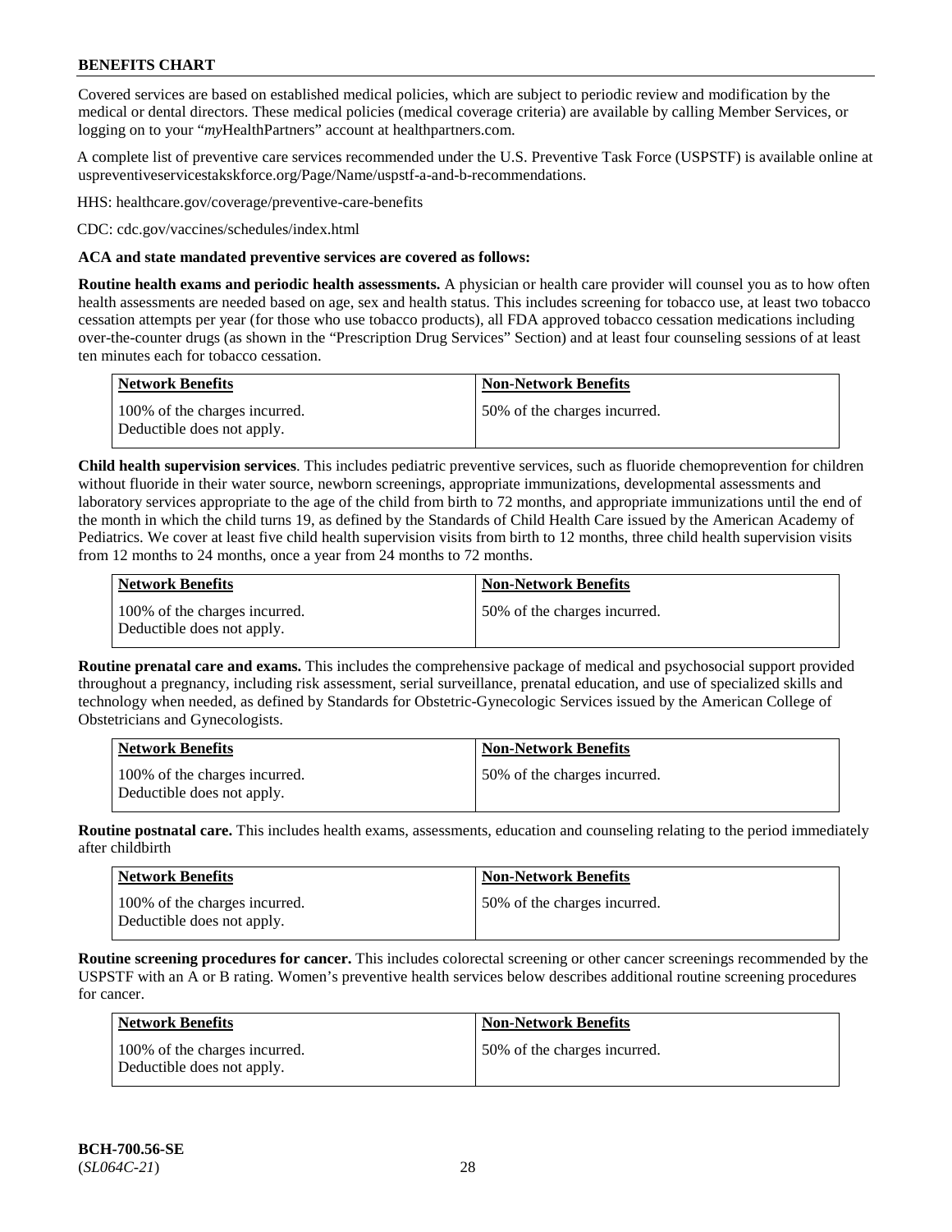Covered services are based on established medical policies, which are subject to periodic review and modification by the medical or dental directors. These medical policies (medical coverage criteria) are available by calling Member Services, or logging on to your "*my*HealthPartners" account at healthpartners.com.

A complete list of preventive care services recommended under the U.S. Preventive Task Force (USPSTF) is available online at uspreventiveservicestakskforce.org/Page/Name/uspstf-a-and-b-recommendations.

HHS: healthcare.gov/coverage/preventive-care-benefits

CDC: cdc.gov/vaccines/schedules/index.html

**ACA and state mandated preventive services are covered as follows:**

**Routine health exams and periodic health assessments.** A physician or health care provider will counsel you as to how often health assessments are needed based on age, sex and health status. This includes screening for tobacco use, at least two tobacco cessation attempts per year (for those who use tobacco products), all FDA approved tobacco cessation medications including over-the-counter drugs (as shown in the "Prescription Drug Services" Section) and at least four counseling sessions of at least ten minutes each for tobacco cessation.

| Network Benefits | Non-Network Benefits |
|---|---|
| 100% of the charges incurred. Deductible does not apply. | 50% of the charges incurred. |

**Child health supervision services**. This includes pediatric preventive services, such as fluoride chemoprevention for children without fluoride in their water source, newborn screenings, appropriate immunizations, developmental assessments and laboratory services appropriate to the age of the child from birth to 72 months, and appropriate immunizations until the end of the month in which the child turns 19, as defined by the Standards of Child Health Care issued by the American Academy of Pediatrics. We cover at least five child health supervision visits from birth to 12 months, three child health supervision visits from 12 months to 24 months, once a year from 24 months to 72 months.

| Network Benefits | Non-Network Benefits |
|---|---|
| 100% of the charges incurred. Deductible does not apply. | 50% of the charges incurred. |

**Routine prenatal care and exams.** This includes the comprehensive package of medical and psychosocial support provided throughout a pregnancy, including risk assessment, serial surveillance, prenatal education, and use of specialized skills and technology when needed, as defined by Standards for Obstetric-Gynecologic Services issued by the American College of Obstetricians and Gynecologists.

| Network Benefits | Non-Network Benefits |
|---|---|
| 100% of the charges incurred. Deductible does not apply. | 50% of the charges incurred. |

**Routine postnatal care.** This includes health exams, assessments, education and counseling relating to the period immediately after childbirth

| Network Benefits | Non-Network Benefits |
|---|---|
| 100% of the charges incurred. Deductible does not apply. | 50% of the charges incurred. |

**Routine screening procedures for cancer.** This includes colorectal screening or other cancer screenings recommended by the USPSTF with an A or B rating. Women's preventive health services below describes additional routine screening procedures for cancer.

| Network Benefits | Non-Network Benefits |
|---|---|
| 100% of the charges incurred. Deductible does not apply. | 50% of the charges incurred. |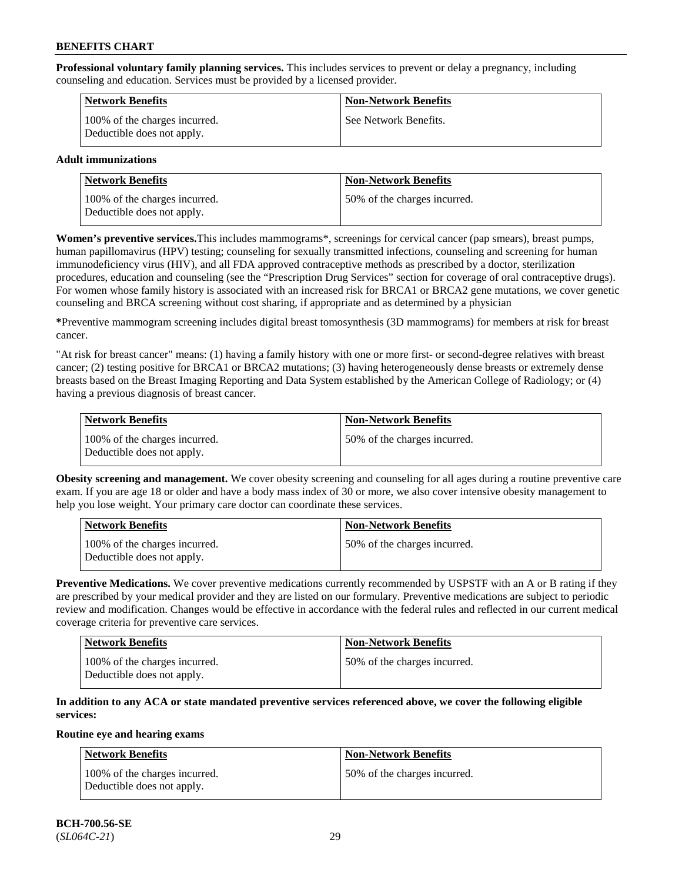**Professional voluntary family planning services.** This includes services to prevent or delay a pregnancy, including counseling and education. Services must be provided by a licensed provider.

| Network Benefits | Non-Network Benefits |
|---|---|
| 100% of the charges incurred. Deductible does not apply. | See Network Benefits. |

**Adult immunizations**

| Network Benefits | Non-Network Benefits |
|---|---|
| 100% of the charges incurred. Deductible does not apply. | 50% of the charges incurred. |

**Women's preventive services.**This includes mammograms*, screenings for cervical cancer (pap smears), breast pumps, human papillomavirus (HPV) testing; counseling for sexually transmitted infections, counseling and screening for human immunodeficiency virus (HIV), and all FDA approved contraceptive methods as prescribed by a doctor, sterilization procedures, education and counseling (see the "Prescription Drug Services" section for coverage of oral contraceptive drugs). For women whose family history is associated with an increased risk for BRCA1 or BRCA2 gene mutations, we cover genetic counseling and BRCA screening without cost sharing, if appropriate and as determined by a physician

**\***Preventive mammogram screening includes digital breast tomosynthesis (3D mammograms) for members at risk for breast cancer.

"At risk for breast cancer" means: (1) having a family history with one or more first- or second-degree relatives with breast cancer; (2) testing positive for BRCA1 or BRCA2 mutations; (3) having heterogeneously dense breasts or extremely dense breasts based on the Breast Imaging Reporting and Data System established by the American College of Radiology; or (4) having a previous diagnosis of breast cancer.

| Network Benefits | Non-Network Benefits |
|---|---|
| 100% of the charges incurred. Deductible does not apply. | 50% of the charges incurred. |

**Obesity screening and management.** We cover obesity screening and counseling for all ages during a routine preventive care exam. If you are age 18 or older and have a body mass index of 30 or more, we also cover intensive obesity management to help you lose weight. Your primary care doctor can coordinate these services.

| Network Benefits | Non-Network Benefits |
|---|---|
| 100% of the charges incurred. Deductible does not apply. | 50% of the charges incurred. |

**Preventive Medications.** We cover preventive medications currently recommended by USPSTF with an A or B rating if they are prescribed by your medical provider and they are listed on our formulary. Preventive medications are subject to periodic review and modification. Changes would be effective in accordance with the federal rules and reflected in our current medical coverage criteria for preventive care services.

| Network Benefits | Non-Network Benefits |
|---|---|
| 100% of the charges incurred. Deductible does not apply. | 50% of the charges incurred. |

**In addition to any ACA or state mandated preventive services referenced above, we cover the following eligible services:**

**Routine eye and hearing exams**

| Network Benefits | Non-Network Benefits |
|---|---|
| 100% of the charges incurred. Deductible does not apply. | 50% of the charges incurred. |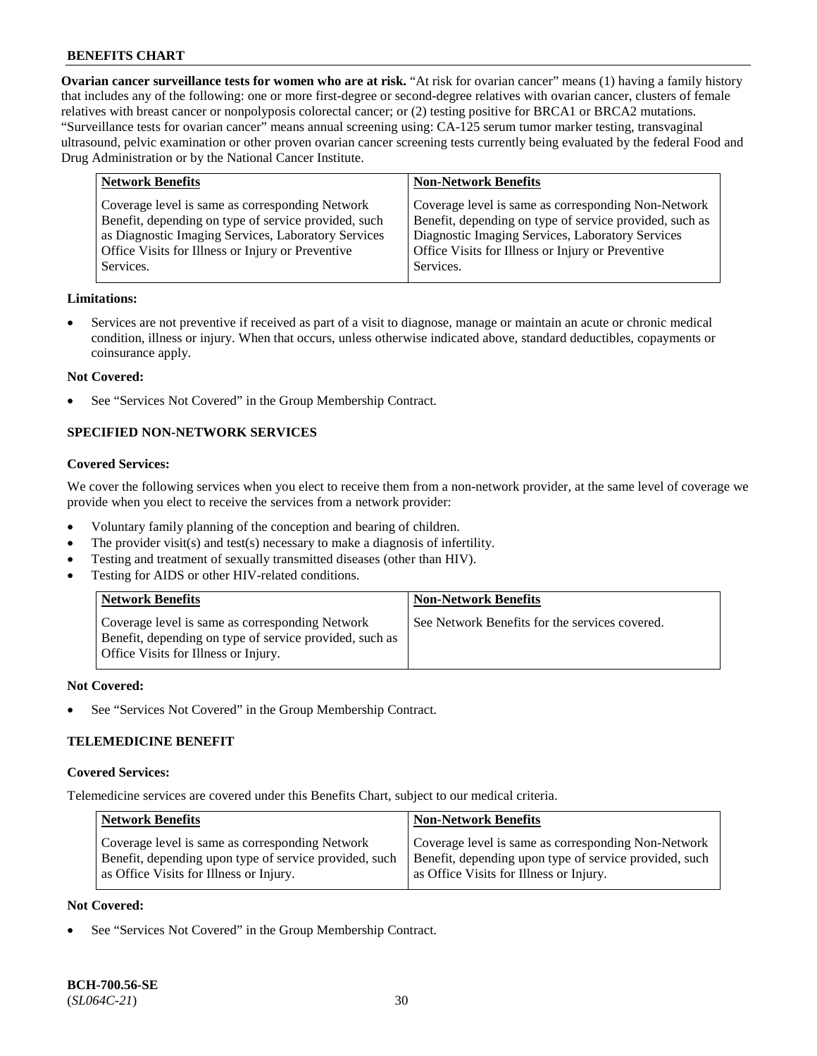**Ovarian cancer surveillance tests for women who are at risk.** "At risk for ovarian cancer" means (1) having a family history that includes any of the following: one or more first-degree or second-degree relatives with ovarian cancer, clusters of female relatives with breast cancer or nonpolyposis colorectal cancer; or (2) testing positive for BRCA1 or BRCA2 mutations. "Surveillance tests for ovarian cancer" means annual screening using: CA-125 serum tumor marker testing, transvaginal ultrasound, pelvic examination or other proven ovarian cancer screening tests currently being evaluated by the federal Food and Drug Administration or by the National Cancer Institute.

| Network Benefits | Non-Network Benefits |
|---|---|
| Coverage level is same as corresponding Network Benefit, depending on type of service provided, such as Diagnostic Imaging Services, Laboratory Services Office Visits for Illness or Injury or Preventive Services. | Coverage level is same as corresponding Non-Network Benefit, depending on type of service provided, such as Diagnostic Imaging Services, Laboratory Services Office Visits for Illness or Injury or Preventive Services. |

**Limitations:**

- Services are not preventive if received as part of a visit to diagnose, manage or maintain an acute or chronic medical condition, illness or injury. When that occurs, unless otherwise indicated above, standard deductibles, copayments or coinsurance apply.

**Not Covered:**

- See "Services Not Covered" in the Group Membership Contract.

### SPECIFIED NON-NETWORK SERVICES

**Covered Services:**

We cover the following services when you elect to receive them from a non-network provider, at the same level of coverage we provide when you elect to receive the services from a network provider:

- Voluntary family planning of the conception and bearing of children.
- The provider visit(s) and test(s) necessary to make a diagnosis of infertility.
- Testing and treatment of sexually transmitted diseases (other than HIV).
- Testing for AIDS or other HIV-related conditions.

| Network Benefits | Non-Network Benefits |
|---|---|
| Coverage level is same as corresponding Network Benefit, depending on type of service provided, such as Office Visits for Illness or Injury. | See Network Benefits for the services covered. |

**Not Covered:**

- See "Services Not Covered" in the Group Membership Contract.

### TELEMEDICINE BENEFIT

**Covered Services:**

Telemedicine services are covered under this Benefits Chart, subject to our medical criteria.

| Network Benefits | Non-Network Benefits |
|---|---|
| Coverage level is same as corresponding Network Benefit, depending upon type of service provided, such as Office Visits for Illness or Injury. | Coverage level is same as corresponding Non-Network Benefit, depending upon type of service provided, such as Office Visits for Illness or Injury. |

**Not Covered:**

- See "Services Not Covered" in the Group Membership Contract.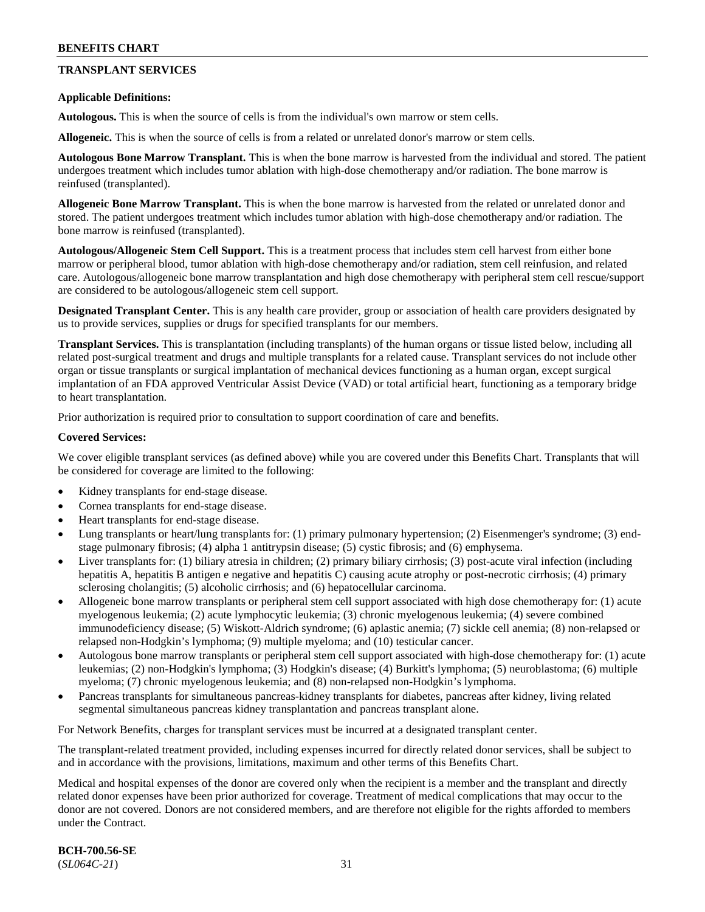## TRANSPLANT SERVICES

**Applicable Definitions:**

**Autologous.** This is when the source of cells is from the individual's own marrow or stem cells.

**Allogeneic.** This is when the source of cells is from a related or unrelated donor's marrow or stem cells.

**Autologous Bone Marrow Transplant.** This is when the bone marrow is harvested from the individual and stored. The patient undergoes treatment which includes tumor ablation with high-dose chemotherapy and/or radiation. The bone marrow is reinfused (transplanted).

**Allogeneic Bone Marrow Transplant.** This is when the bone marrow is harvested from the related or unrelated donor and stored. The patient undergoes treatment which includes tumor ablation with high-dose chemotherapy and/or radiation. The bone marrow is reinfused (transplanted).

**Autologous/Allogeneic Stem Cell Support.** This is a treatment process that includes stem cell harvest from either bone marrow or peripheral blood, tumor ablation with high-dose chemotherapy and/or radiation, stem cell reinfusion, and related care. Autologous/allogeneic bone marrow transplantation and high dose chemotherapy with peripheral stem cell rescue/support are considered to be autologous/allogeneic stem cell support.

**Designated Transplant Center.** This is any health care provider, group or association of health care providers designated by us to provide services, supplies or drugs for specified transplants for our members.

**Transplant Services.** This is transplantation (including transplants) of the human organs or tissue listed below, including all related post-surgical treatment and drugs and multiple transplants for a related cause. Transplant services do not include other organ or tissue transplants or surgical implantation of mechanical devices functioning as a human organ, except surgical implantation of an FDA approved Ventricular Assist Device (VAD) or total artificial heart, functioning as a temporary bridge to heart transplantation.

Prior authorization is required prior to consultation to support coordination of care and benefits.

**Covered Services:**

We cover eligible transplant services (as defined above) while you are covered under this Benefits Chart. Transplants that will be considered for coverage are limited to the following:

- Kidney transplants for end-stage disease.
- Cornea transplants for end-stage disease.
- Heart transplants for end-stage disease.
- Lung transplants or heart/lung transplants for: (1) primary pulmonary hypertension; (2) Eisenmenger's syndrome; (3) end-stage pulmonary fibrosis; (4) alpha 1 antitrypsin disease; (5) cystic fibrosis; and (6) emphysema.
- Liver transplants for: (1) biliary atresia in children; (2) primary biliary cirrhosis; (3) post-acute viral infection (including hepatitis A, hepatitis B antigen e negative and hepatitis C) causing acute atrophy or post-necrotic cirrhosis; (4) primary sclerosing cholangitis; (5) alcoholic cirrhosis; and (6) hepatocellular carcinoma.
- Allogeneic bone marrow transplants or peripheral stem cell support associated with high dose chemotherapy for: (1) acute myelogenous leukemia; (2) acute lymphocytic leukemia; (3) chronic myelogenous leukemia; (4) severe combined immunodeficiency disease; (5) Wiskott-Aldrich syndrome; (6) aplastic anemia; (7) sickle cell anemia; (8) non-relapsed or relapsed non-Hodgkin's lymphoma; (9) multiple myeloma; and (10) testicular cancer.
- Autologous bone marrow transplants or peripheral stem cell support associated with high-dose chemotherapy for: (1) acute leukemias; (2) non-Hodgkin's lymphoma; (3) Hodgkin's disease; (4) Burkitt's lymphoma; (5) neuroblastoma; (6) multiple myeloma; (7) chronic myelogenous leukemia; and (8) non-relapsed non-Hodgkin's lymphoma.
- Pancreas transplants for simultaneous pancreas-kidney transplants for diabetes, pancreas after kidney, living related segmental simultaneous pancreas kidney transplantation and pancreas transplant alone.

For Network Benefits, charges for transplant services must be incurred at a designated transplant center.

The transplant-related treatment provided, including expenses incurred for directly related donor services, shall be subject to and in accordance with the provisions, limitations, maximum and other terms of this Benefits Chart.

Medical and hospital expenses of the donor are covered only when the recipient is a member and the transplant and directly related donor expenses have been prior authorized for coverage. Treatment of medical complications that may occur to the donor are not covered. Donors are not considered members, and are therefore not eligible for the rights afforded to members under the Contract.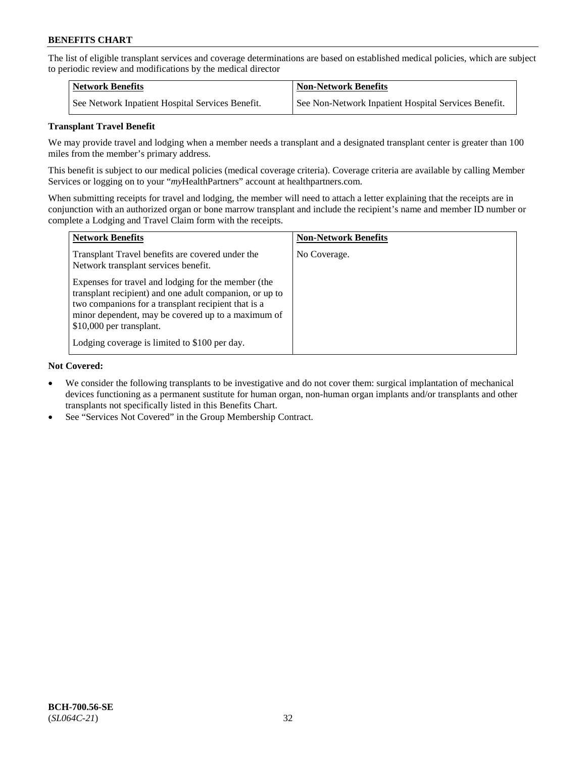The list of eligible transplant services and coverage determinations are based on established medical policies, which are subject to periodic review and modifications by the medical director

| Network Benefits | Non-Network Benefits |
| --- | --- |
| See Network Inpatient Hospital Services Benefit. | See Non-Network Inpatient Hospital Services Benefit. |

**Transplant Travel Benefit**

We may provide travel and lodging when a member needs a transplant and a designated transplant center is greater than 100 miles from the member's primary address.

This benefit is subject to our medical policies (medical coverage criteria). Coverage criteria are available by calling Member Services or logging on to your "*my*HealthPartners" account at healthpartners.com.

When submitting receipts for travel and lodging, the member will need to attach a letter explaining that the receipts are in conjunction with an authorized organ or bone marrow transplant and include the recipient's name and member ID number or complete a Lodging and Travel Claim form with the receipts.

| Network Benefits | Non-Network Benefits |
| --- | --- |
| Transplant Travel benefits are covered under the Network transplant services benefit.<br><br>Expenses for travel and lodging for the member (the transplant recipient) and one adult companion, or up to two companions for a transplant recipient that is a minor dependent, may be covered up to a maximum of $10,000 per transplant.<br><br>Lodging coverage is limited to $100 per day. | No Coverage. |

**Not Covered:**

- We consider the following transplants to be investigative and do not cover them: surgical implantation of mechanical devices functioning as a permanent sustitute for human organ, non-human organ implants and/or transplants and other transplants not specifically listed in this Benefits Chart.
- See "Services Not Covered" in the Group Membership Contract.